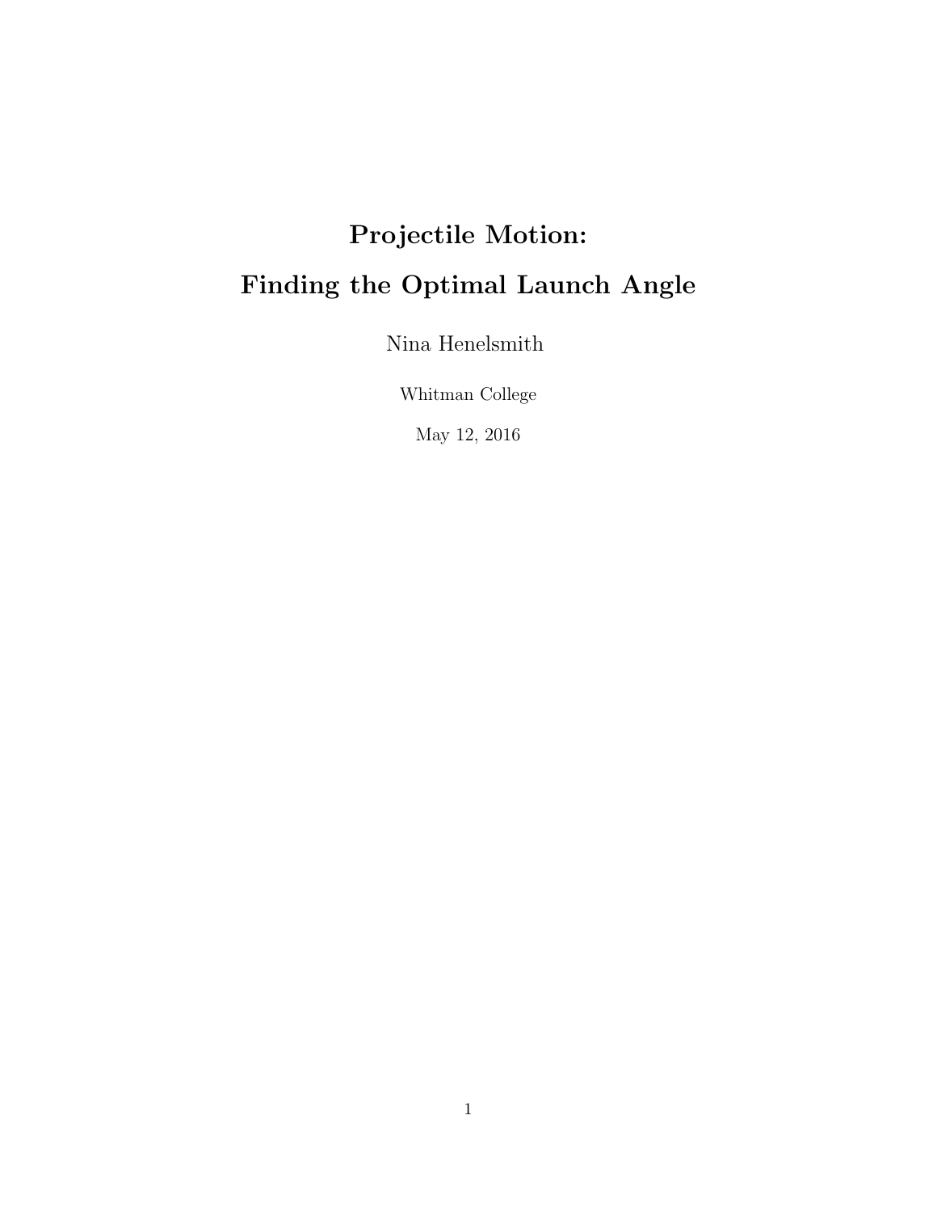# Projectile Motion:

# Finding the Optimal Launch Angle

Nina Henelsmith

Whitman College

May 12, 2016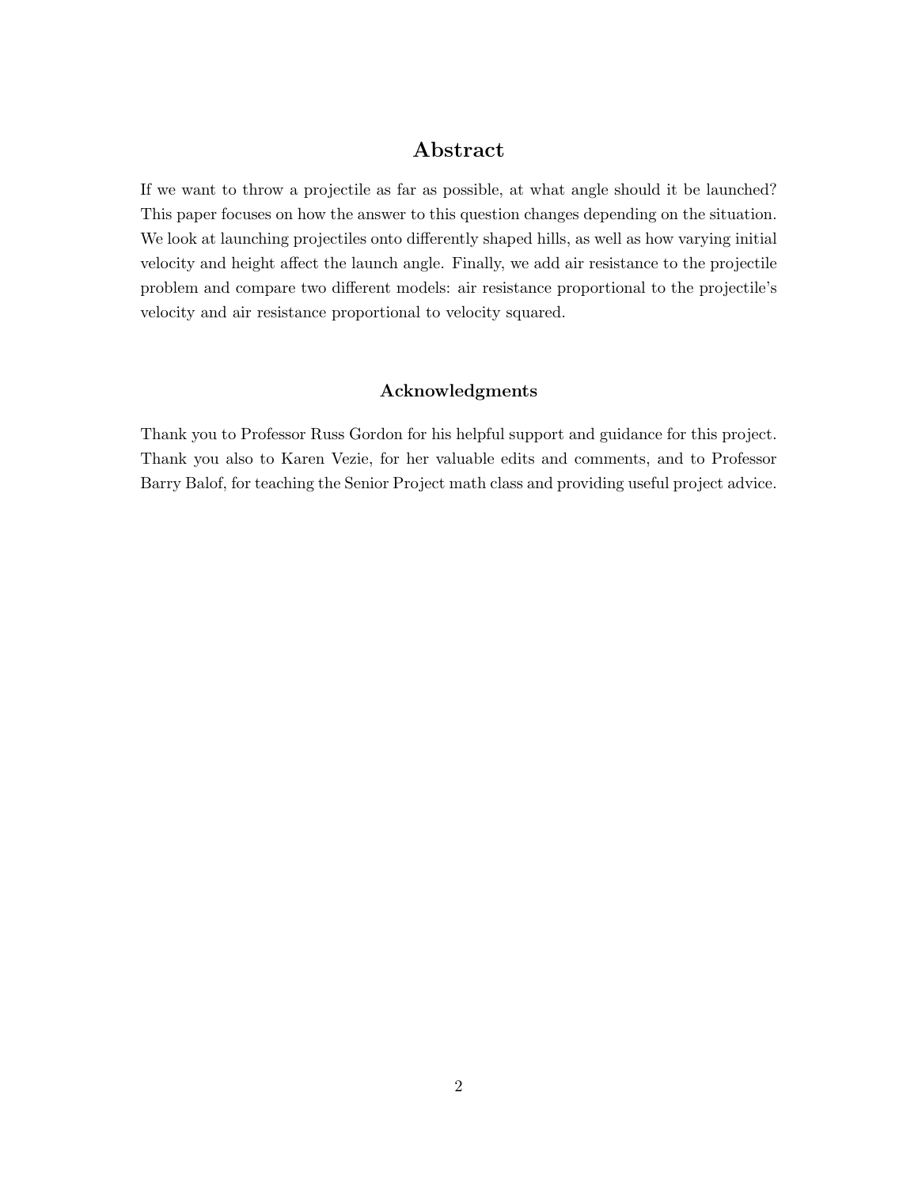## Abstract

If we want to throw a projectile as far as possible, at what angle should it be launched? This paper focuses on how the answer to this question changes depending on the situation. We look at launching projectiles onto differently shaped hills, as well as how varying initial velocity and height affect the launch angle. Finally, we add air resistance to the projectile problem and compare two different models: air resistance proportional to the projectile's velocity and air resistance proportional to velocity squared.

### Acknowledgments

Thank you to Professor Russ Gordon for his helpful support and guidance for this project. Thank you also to Karen Vezie, for her valuable edits and comments, and to Professor Barry Balof, for teaching the Senior Project math class and providing useful project advice.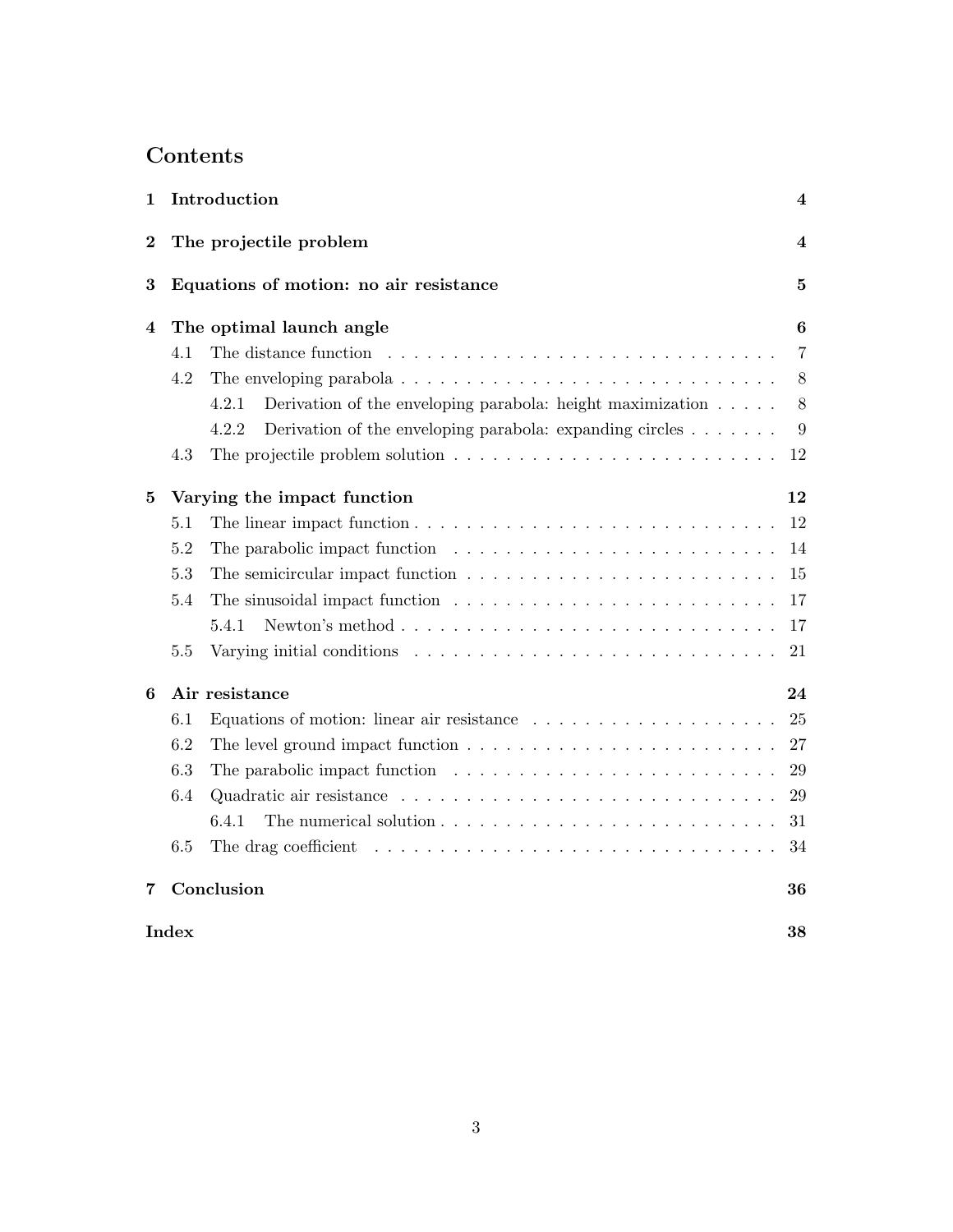# Contents

- **1 Introduction** — 4
- **2 The projectile problem** — 4
- **3 Equations of motion: no air resistance** — 5
- **4 The optimal launch angle** — 6
  - 4.1 The distance function — 7
  - 4.2 The enveloping parabola — 8
    - 4.2.1 Derivation of the enveloping parabola: height maximization — 8
    - 4.2.2 Derivation of the enveloping parabola: expanding circles — 9
  - 4.3 The projectile problem solution — 12
- **5 Varying the impact function** — 12
  - 5.1 The linear impact function — 12
  - 5.2 The parabolic impact function — 14
  - 5.3 The semicircular impact function — 15
  - 5.4 The sinusoidal impact function — 17
    - 5.4.1 Newton's method — 17
  - 5.5 Varying initial conditions — 21
- **6 Air resistance** — 24
  - 6.1 Equations of motion: linear air resistance — 25
  - 6.2 The level ground impact function — 27
  - 6.3 The parabolic impact function — 29
  - 6.4 Quadratic air resistance — 29
    - 6.4.1 The numerical solution — 31
  - 6.5 The drag coefficient — 34
- **7 Conclusion** — 36
- **Index** — 38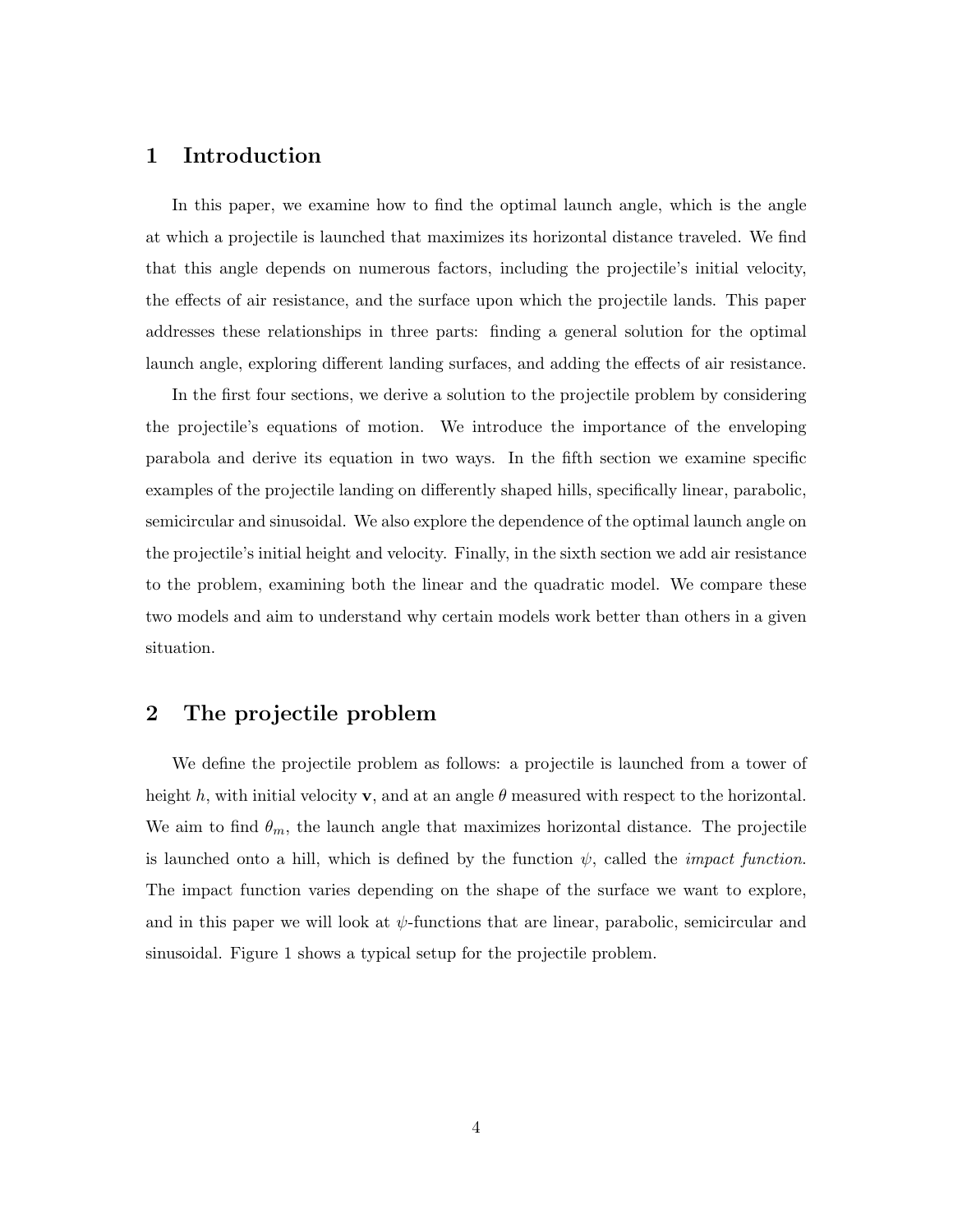## 1 Introduction

In this paper, we examine how to find the optimal launch angle, which is the angle at which a projectile is launched that maximizes its horizontal distance traveled. We find that this angle depends on numerous factors, including the projectile's initial velocity, the effects of air resistance, and the surface upon which the projectile lands. This paper addresses these relationships in three parts: finding a general solution for the optimal launch angle, exploring different landing surfaces, and adding the effects of air resistance.

In the first four sections, we derive a solution to the projectile problem by considering the projectile's equations of motion. We introduce the importance of the enveloping parabola and derive its equation in two ways. In the fifth section we examine specific examples of the projectile landing on differently shaped hills, specifically linear, parabolic, semicircular and sinusoidal. We also explore the dependence of the optimal launch angle on the projectile's initial height and velocity. Finally, in the sixth section we add air resistance to the problem, examining both the linear and the quadratic model. We compare these two models and aim to understand why certain models work better than others in a given situation.

## 2 The projectile problem

We define the projectile problem as follows: a projectile is launched from a tower of height $h$, with initial velocity $\mathbf{v}$, and at an angle $\theta$ measured with respect to the horizontal. We aim to find $\theta_m$, the launch angle that maximizes horizontal distance. The projectile is launched onto a hill, which is defined by the function $\psi$, called the *impact function*. The impact function varies depending on the shape of the surface we want to explore, and in this paper we will look at $\psi$-functions that are linear, parabolic, semicircular and sinusoidal. Figure 1 shows a typical setup for the projectile problem.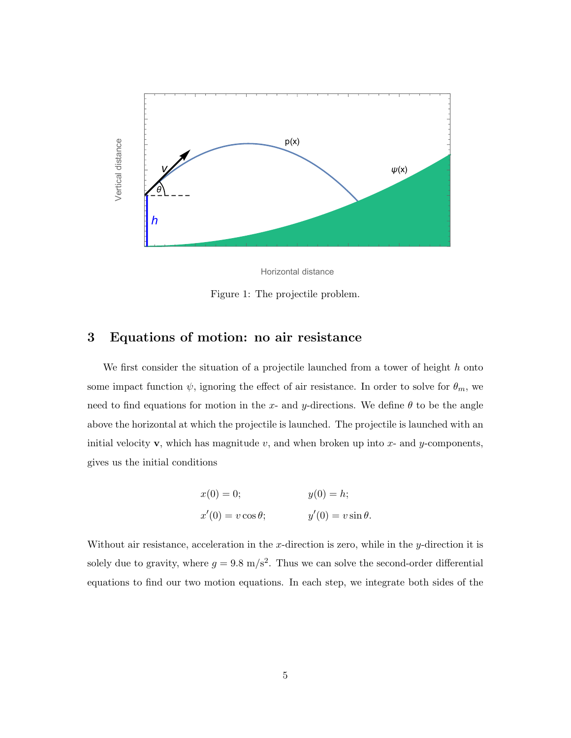Figure 1: The projectile problem.

## 3 Equations of motion: no air resistance

We first consider the situation of a projectile launched from a tower of height $h$ onto some impact function $\psi$, ignoring the effect of air resistance. In order to solve for $\theta_m$, we need to find equations for motion in the $x$- and $y$-directions. We define $\theta$ to be the angle above the horizontal at which the projectile is launched. The projectile is launched with an initial velocity $\mathbf{v}$, which has magnitude $v$, and when broken up into $x$- and $y$-components, gives us the initial conditions

$$x(0) = 0; \qquad\qquad y(0) = h;$$
$$x'(0) = v\cos\theta; \qquad\qquad y'(0) = v\sin\theta.$$

Without air resistance, acceleration in the $x$-direction is zero, while in the $y$-direction it is solely due to gravity, where $g = 9.8\ \text{m/s}^2$. Thus we can solve the second-order differential equations to find our two motion equations. In each step, we integrate both sides of the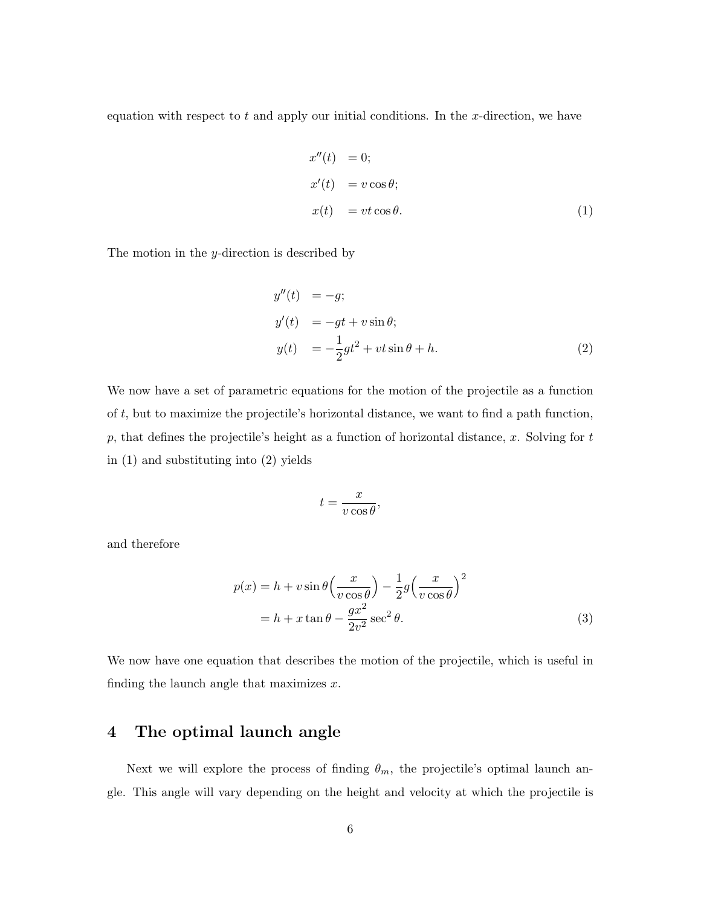equation with respect to $t$ and apply our initial conditions. In the $x$-direction, we have

$$
\begin{aligned}
x''(t) &= 0; \\
x'(t) &= v \cos\theta; \\
x(t) &= vt \cos\theta.
\end{aligned} \tag{1}
$$

The motion in the $y$-direction is described by

$$
\begin{aligned}
y''(t) &= -g; \\
y'(t) &= -gt + v \sin\theta; \\
y(t) &= -\frac{1}{2}gt^2 + vt \sin\theta + h.
\end{aligned} \tag{2}
$$

We now have a set of parametric equations for the motion of the projectile as a function of $t$, but to maximize the projectile's horizontal distance, we want to find a path function, $p$, that defines the projectile's height as a function of horizontal distance, $x$. Solving for $t$ in (1) and substituting into (2) yields

$$
t = \frac{x}{v \cos\theta},
$$

and therefore

$$
\begin{aligned}
p(x) &= h + v \sin\theta \Big( \frac{x}{v \cos\theta} \Big) - \frac{1}{2} g \Big( \frac{x}{v \cos\theta} \Big)^2 \\
&= h + x \tan\theta - \frac{gx^2}{2v^2} \sec^2\theta.
\end{aligned} \tag{3}
$$

We now have one equation that describes the motion of the projectile, which is useful in finding the launch angle that maximizes $x$.

## 4 The optimal launch angle

Next we will explore the process of finding $\theta_m$, the projectile's optimal launch angle. This angle will vary depending on the height and velocity at which the projectile is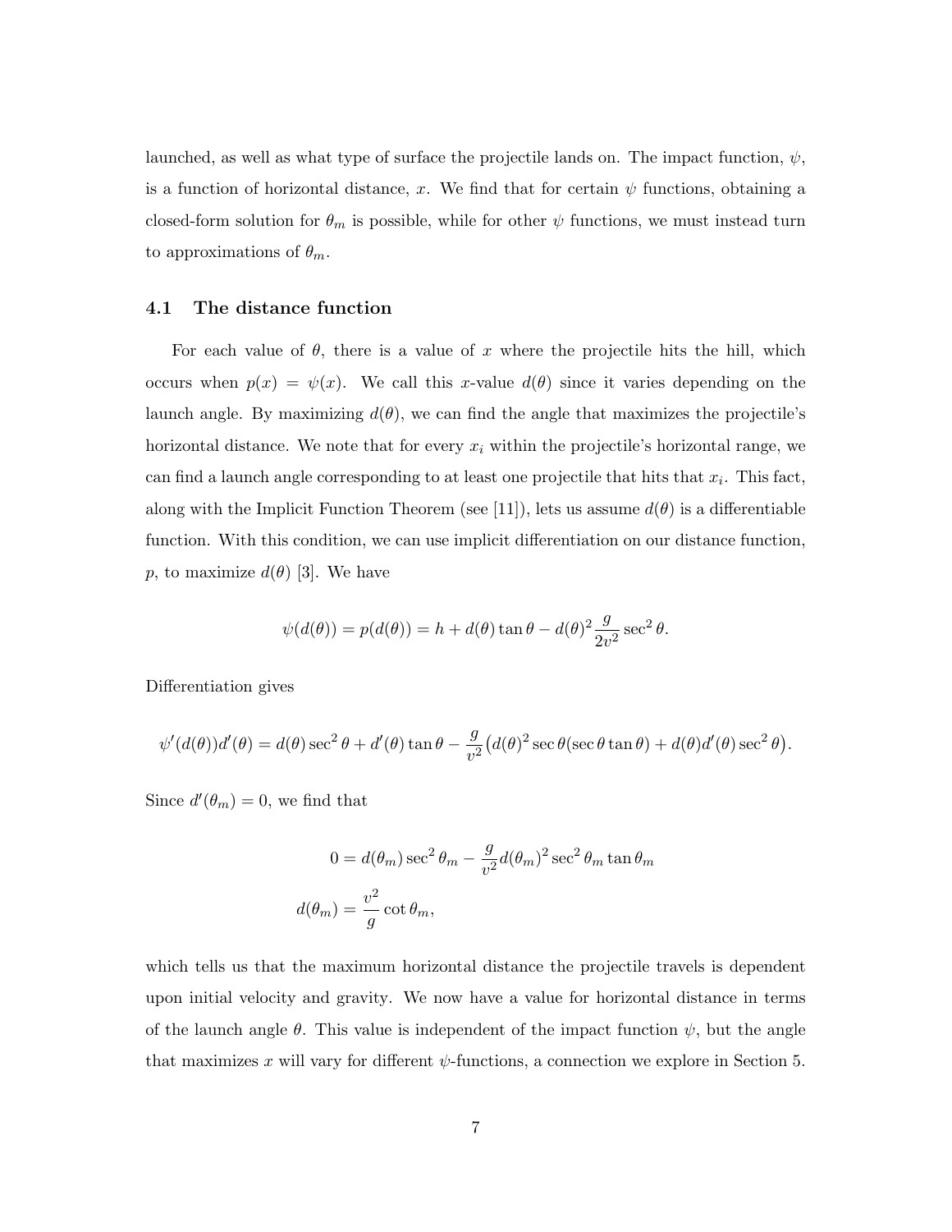launched, as well as what type of surface the projectile lands on. The impact function, $\psi$, is a function of horizontal distance, $x$. We find that for certain $\psi$ functions, obtaining a closed-form solution for $\theta_m$ is possible, while for other $\psi$ functions, we must instead turn to approximations of $\theta_m$.

### 4.1 The distance function

For each value of $\theta$, there is a value of $x$ where the projectile hits the hill, which occurs when $p(x) = \psi(x)$. We call this $x$-value $d(\theta)$ since it varies depending on the launch angle. By maximizing $d(\theta)$, we can find the angle that maximizes the projectile's horizontal distance. We note that for every $x_i$ within the projectile's horizontal range, we can find a launch angle corresponding to at least one projectile that hits that $x_i$. This fact, along with the Implicit Function Theorem (see [11]), lets us assume $d(\theta)$ is a differentiable function. With this condition, we can use implicit differentiation on our distance function, $p$, to maximize $d(\theta)$ [3]. We have

$$\psi(d(\theta)) = p(d(\theta)) = h + d(\theta)\tan\theta - d(\theta)^2 \frac{g}{2v^2}\sec^2\theta.$$

Differentiation gives

$$\psi'(d(\theta))d'(\theta) = d(\theta)\sec^2\theta + d'(\theta)\tan\theta - \frac{g}{v^2}\big(d(\theta)^2\sec\theta(\sec\theta\tan\theta) + d(\theta)d'(\theta)\sec^2\theta\big).$$

Since $d'(\theta_m) = 0$, we find that

$$\begin{aligned}
0 &= d(\theta_m)\sec^2\theta_m - \frac{g}{v^2}d(\theta_m)^2\sec^2\theta_m\tan\theta_m \\
d(\theta_m) &= \frac{v^2}{g}\cot\theta_m,
\end{aligned}$$

which tells us that the maximum horizontal distance the projectile travels is dependent upon initial velocity and gravity. We now have a value for horizontal distance in terms of the launch angle $\theta$. This value is independent of the impact function $\psi$, but the angle that maximizes $x$ will vary for different $\psi$-functions, a connection we explore in Section 5.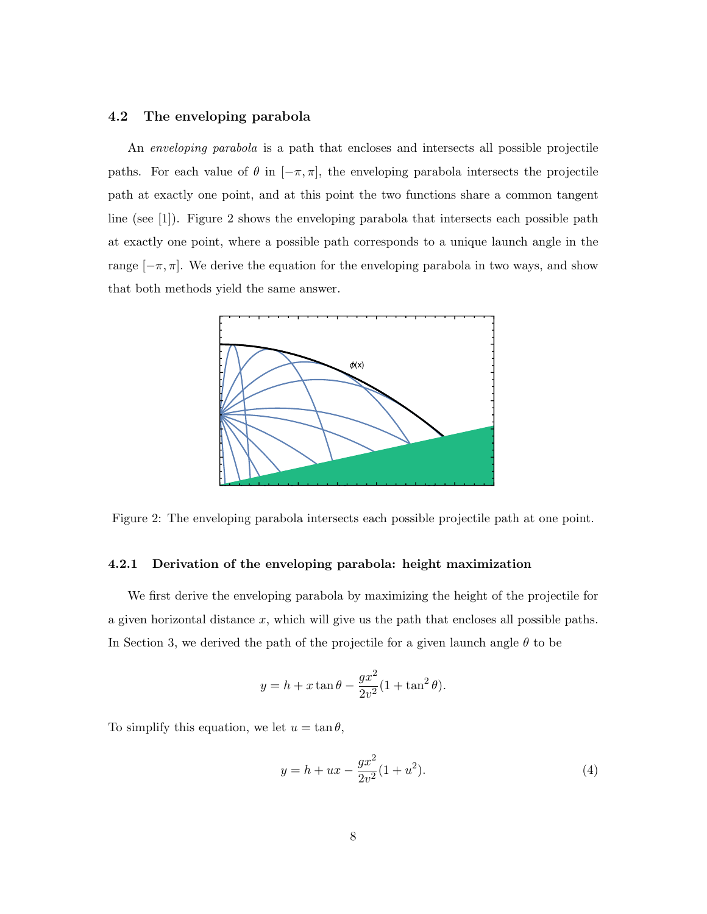### 4.2 The enveloping parabola

An *enveloping parabola* is a path that encloses and intersects all possible projectile paths. For each value of $\theta$ in $[-\pi, \pi]$, the enveloping parabola intersects the projectile path at exactly one point, and at this point the two functions share a common tangent line (see [1]). Figure 2 shows the enveloping parabola that intersects each possible path at exactly one point, where a possible path corresponds to a unique launch angle in the range $[-\pi, \pi]$. We derive the equation for the enveloping parabola in two ways, and show that both methods yield the same answer.

Figure 2: The enveloping parabola intersects each possible projectile path at one point.

#### 4.2.1 Derivation of the enveloping parabola: height maximization

We first derive the enveloping parabola by maximizing the height of the projectile for a given horizontal distance $x$, which will give us the path that encloses all possible paths. In Section 3, we derived the path of the projectile for a given launch angle $\theta$ to be

$$y = h + x \tan \theta - \frac{gx^2}{2v^2}(1 + \tan^2 \theta).$$

To simplify this equation, we let $u = \tan \theta$,

$$y = h + ux - \frac{gx^2}{2v^2}(1 + u^2). \tag{4}$$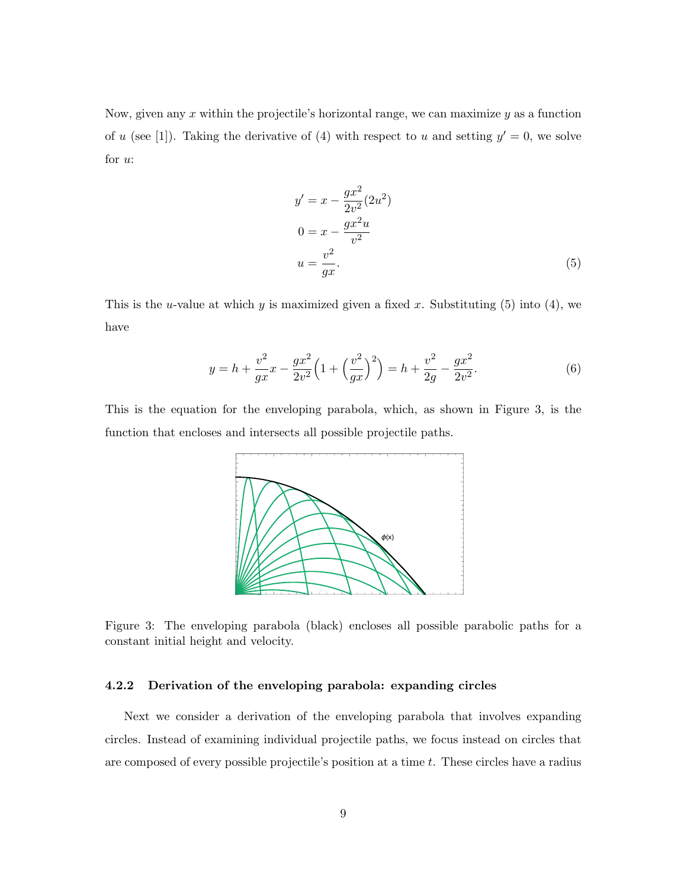Now, given any $x$ within the projectile's horizontal range, we can maximize $y$ as a function of $u$ (see [1]). Taking the derivative of (4) with respect to $u$ and setting $y' = 0$, we solve for $u$:

$$\begin{aligned}
y' &= x - \frac{gx^2}{2v^2}(2u^2) \\
0 &= x - \frac{gx^2 u}{v^2} \\
u &= \frac{v^2}{gx}.
\end{aligned} \tag{5}$$

This is the $u$-value at which $y$ is maximized given a fixed $x$. Substituting (5) into (4), we have

$$y = h + \frac{v^2}{gx}x - \frac{gx^2}{2v^2}\Big(1 + \Big(\frac{v^2}{gx}\Big)^2\Big) = h + \frac{v^2}{2g} - \frac{gx^2}{2v^2}. \tag{6}$$

This is the equation for the enveloping parabola, which, as shown in Figure 3, is the function that encloses and intersects all possible projectile paths.

Figure 3: The enveloping parabola (black) encloses all possible parabolic paths for a constant initial height and velocity.

#### 4.2.2 Derivation of the enveloping parabola: expanding circles

Next we consider a derivation of the enveloping parabola that involves expanding circles. Instead of examining individual projectile paths, we focus instead on circles that are composed of every possible projectile's position at a time $t$. These circles have a radius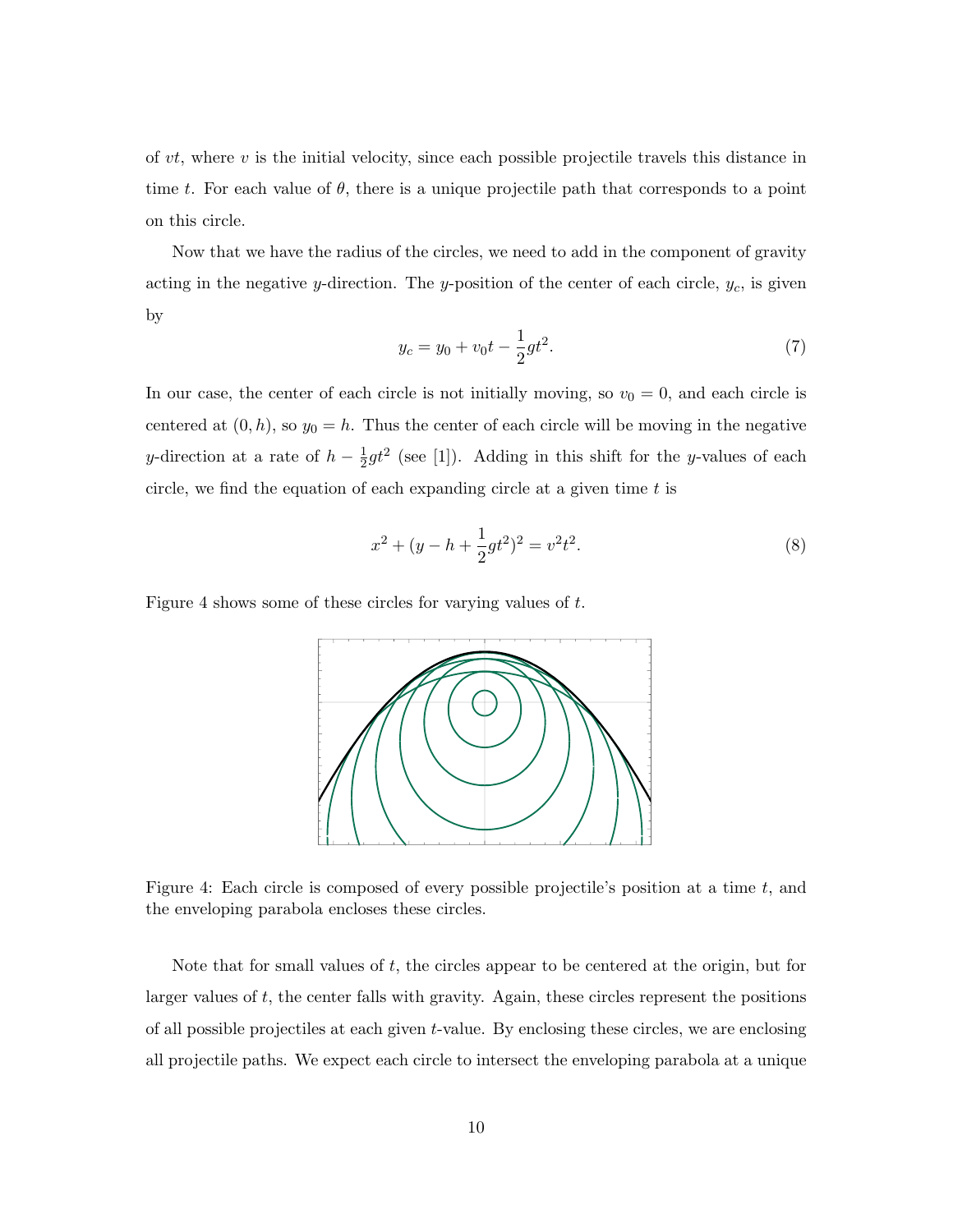of $vt$, where $v$ is the initial velocity, since each possible projectile travels this distance in time $t$. For each value of $\theta$, there is a unique projectile path that corresponds to a point on this circle.

Now that we have the radius of the circles, we need to add in the component of gravity acting in the negative $y$-direction. The $y$-position of the center of each circle, $y_c$, is given by

$$y_c = y_0 + v_0 t - \frac{1}{2}gt^2. \tag{7}$$

In our case, the center of each circle is not initially moving, so $v_0 = 0$, and each circle is centered at $(0, h)$, so $y_0 = h$. Thus the center of each circle will be moving in the negative $y$-direction at a rate of $h - \frac{1}{2}gt^2$ (see [1]). Adding in this shift for the $y$-values of each circle, we find the equation of each expanding circle at a given time $t$ is

$$x^2 + (y - h + \frac{1}{2}gt^2)^2 = v^2t^2. \tag{8}$$

Figure 4 shows some of these circles for varying values of $t$.

Figure 4: Each circle is composed of every possible projectile's position at a time $t$, and the enveloping parabola encloses these circles.

Note that for small values of $t$, the circles appear to be centered at the origin, but for larger values of $t$, the center falls with gravity. Again, these circles represent the positions of all possible projectiles at each given $t$-value. By enclosing these circles, we are enclosing all projectile paths. We expect each circle to intersect the enveloping parabola at a unique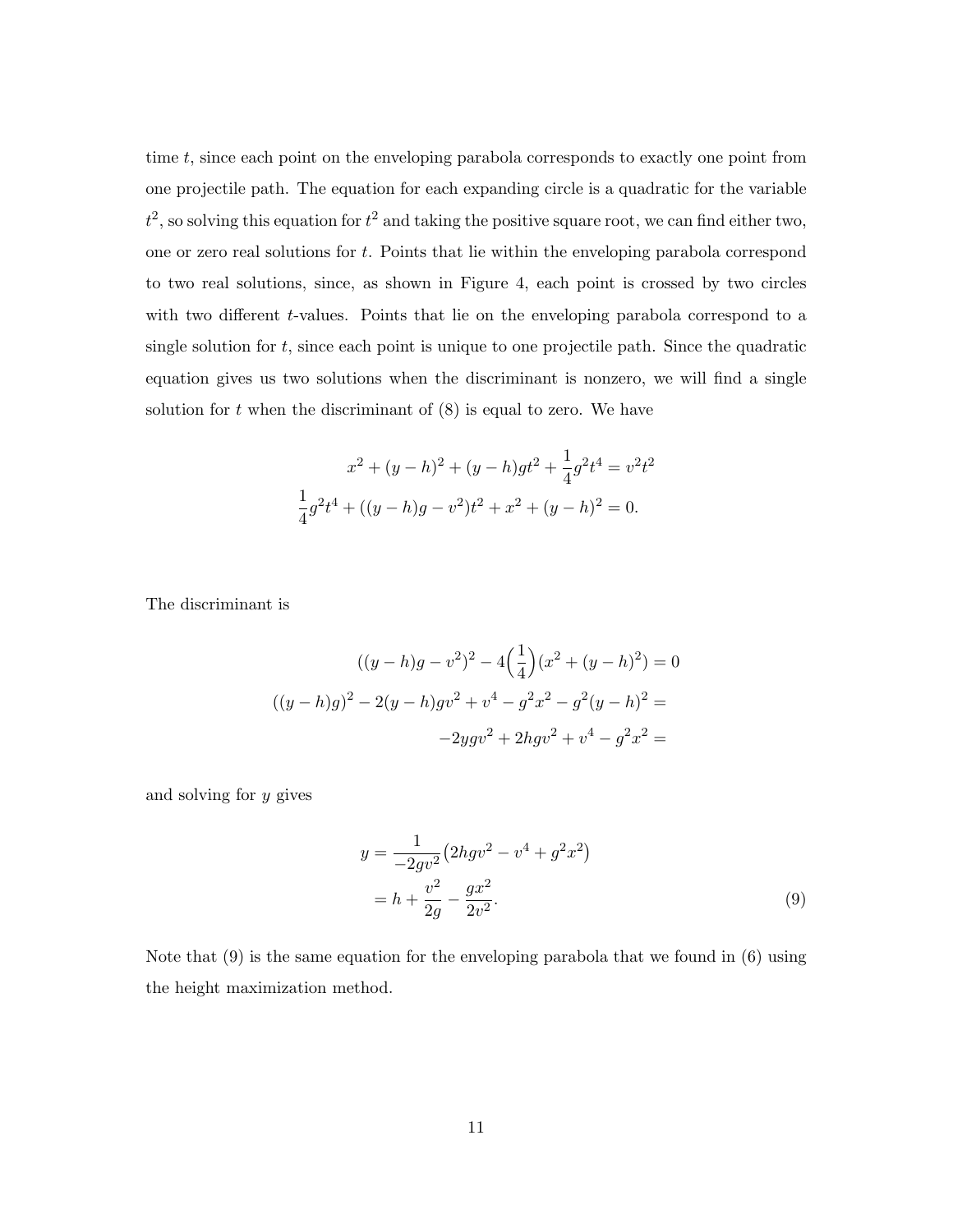time $t$, since each point on the enveloping parabola corresponds to exactly one point from one projectile path. The equation for each expanding circle is a quadratic for the variable $t^2$, so solving this equation for $t^2$ and taking the positive square root, we can find either two, one or zero real solutions for $t$. Points that lie within the enveloping parabola correspond to two real solutions, since, as shown in Figure 4, each point is crossed by two circles with two different $t$-values. Points that lie on the enveloping parabola correspond to a single solution for $t$, since each point is unique to one projectile path. Since the quadratic equation gives us two solutions when the discriminant is nonzero, we will find a single solution for $t$ when the discriminant of (8) is equal to zero. We have

$$
\begin{aligned}
x^2 + (y-h)^2 + (y-h)gt^2 + \frac{1}{4}g^2t^4 &= v^2t^2 \\
\frac{1}{4}g^2t^4 + ((y-h)g - v^2)t^2 + x^2 + (y-h)^2 &= 0.
\end{aligned}
$$

The discriminant is

$$
\begin{aligned}
((y-h)g - v^2)^2 - 4\Big(\frac{1}{4}\Big)(x^2 + (y-h)^2) &= 0 \\
((y-h)g)^2 - 2(y-h)gv^2 + v^4 - g^2x^2 - g^2(y-h)^2 &= \\
-2ygv^2 + 2hgv^2 + v^4 - g^2x^2 &=
\end{aligned}
$$

and solving for $y$ gives

$$
\begin{aligned}
y &= \frac{1}{-2gv^2}\big(2hgv^2 - v^4 + g^2x^2\big) \\
&= h + \frac{v^2}{2g} - \frac{gx^2}{2v^2}. \qquad (9)
\end{aligned}
$$

Note that (9) is the same equation for the enveloping parabola that we found in (6) using the height maximization method.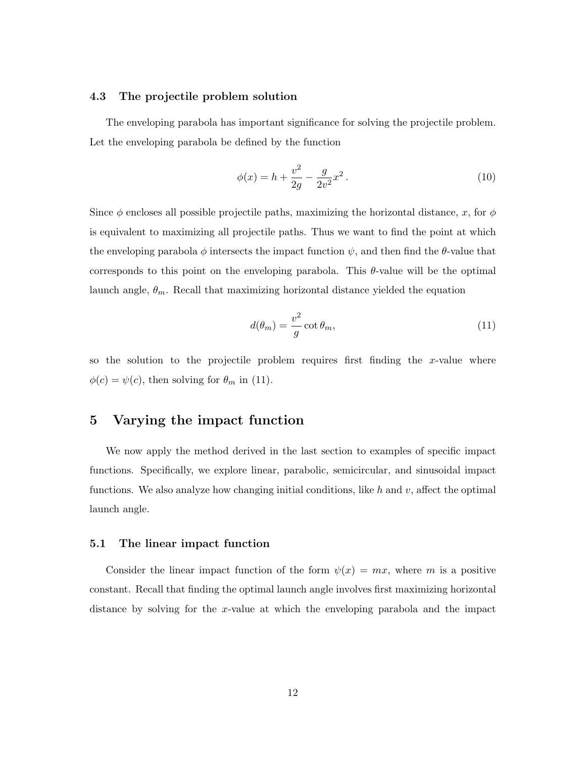### 4.3 The projectile problem solution

The enveloping parabola has important significance for solving the projectile problem. Let the enveloping parabola be defined by the function

$$\phi(x) = h + \frac{v^2}{2g} - \frac{g}{2v^2}x^2 \,. \tag{10}$$

Since $\phi$ encloses all possible projectile paths, maximizing the horizontal distance, $x$, for $\phi$ is equivalent to maximizing all projectile paths. Thus we want to find the point at which the enveloping parabola $\phi$ intersects the impact function $\psi$, and then find the $\theta$-value that corresponds to this point on the enveloping parabola. This $\theta$-value will be the optimal launch angle, $\theta_m$. Recall that maximizing horizontal distance yielded the equation

$$d(\theta_m) = \frac{v^2}{g}\cot\theta_m, \tag{11}$$

so the solution to the projectile problem requires first finding the $x$-value where $\phi(c) = \psi(c)$, then solving for $\theta_m$ in (11).

## 5 Varying the impact function

We now apply the method derived in the last section to examples of specific impact functions. Specifically, we explore linear, parabolic, semicircular, and sinusoidal impact functions. We also analyze how changing initial conditions, like $h$ and $v$, affect the optimal launch angle.

### 5.1 The linear impact function

Consider the linear impact function of the form $\psi(x) = mx$, where $m$ is a positive constant. Recall that finding the optimal launch angle involves first maximizing horizontal distance by solving for the $x$-value at which the enveloping parabola and the impact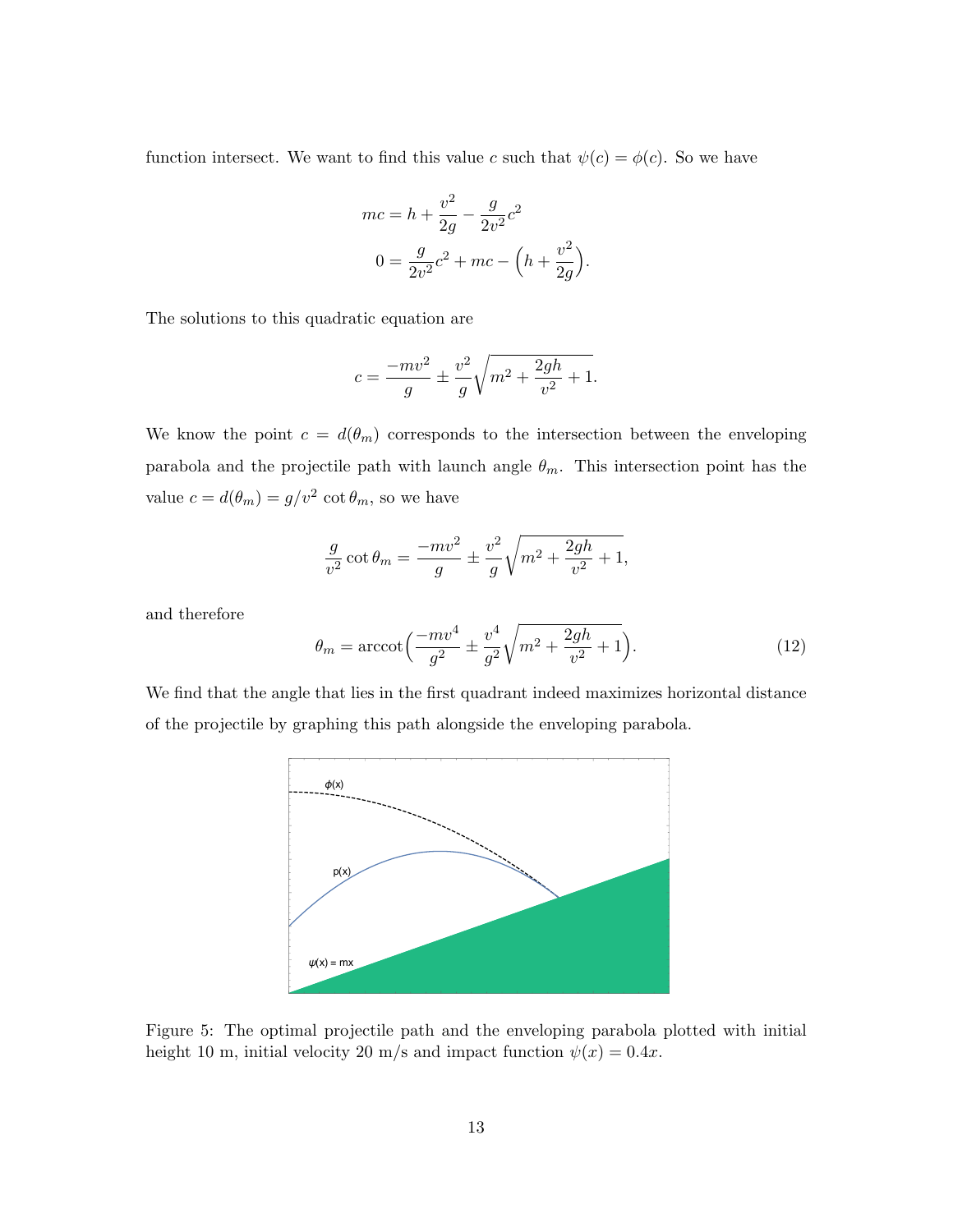function intersect. We want to find this value $c$ such that $\psi(c) = \phi(c)$. So we have

$$
\begin{aligned}
mc &= h + \frac{v^2}{2g} - \frac{g}{2v^2}c^2 \\
0 &= \frac{g}{2v^2}c^2 + mc - \Big(h + \frac{v^2}{2g}\Big).
\end{aligned}
$$

The solutions to this quadratic equation are

$$
c = \frac{-mv^2}{g} \pm \frac{v^2}{g}\sqrt{m^2 + \frac{2gh}{v^2} + 1}.
$$

We know the point $c = d(\theta_m)$ corresponds to the intersection between the enveloping parabola and the projectile path with launch angle $\theta_m$. This intersection point has the value $c = d(\theta_m) = g/v^2 \cot\theta_m$, so we have

$$
\frac{g}{v^2}\cot\theta_m = \frac{-mv^2}{g} \pm \frac{v^2}{g}\sqrt{m^2 + \frac{2gh}{v^2} + 1},
$$

and therefore

$$
\theta_m = \operatorname{arccot}\Big(\frac{-mv^4}{g^2} \pm \frac{v^4}{g^2}\sqrt{m^2 + \frac{2gh}{v^2} + 1}\Big). \tag{12}
$$

We find that the angle that lies in the first quadrant indeed maximizes horizontal distance of the projectile by graphing this path alongside the enveloping parabola.

Figure 5: The optimal projectile path and the enveloping parabola plotted with initial height 10 m, initial velocity 20 m/s and impact function $\psi(x) = 0.4x$.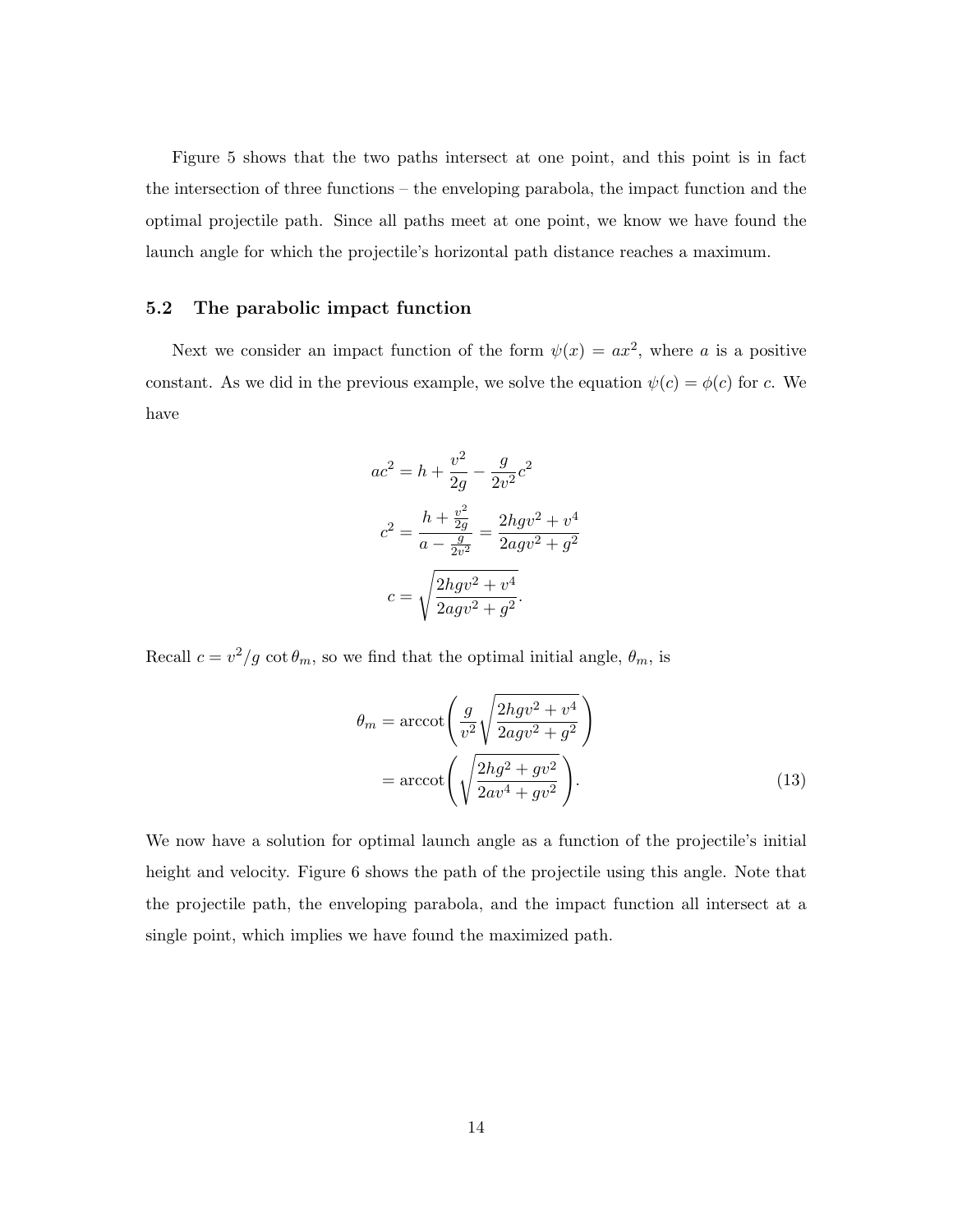Figure 5 shows that the two paths intersect at one point, and this point is in fact the intersection of three functions – the enveloping parabola, the impact function and the optimal projectile path. Since all paths meet at one point, we know we have found the launch angle for which the projectile's horizontal path distance reaches a maximum.

### 5.2 The parabolic impact function

Next we consider an impact function of the form $\psi(x) = ax^2$, where $a$ is a positive constant. As we did in the previous example, we solve the equation $\psi(c) = \phi(c)$ for $c$. We have

$$
\begin{aligned}
ac^2 &= h + \frac{v^2}{2g} - \frac{g}{2v^2}c^2 \\
c^2 &= \frac{h + \frac{v^2}{2g}}{a - \frac{g}{2v^2}} = \frac{2hgv^2 + v^4}{2agv^2 + g^2} \\
c &= \sqrt{\frac{2hgv^2 + v^4}{2agv^2 + g^2}}.
\end{aligned}
$$

Recall $c = v^2/g \cot\theta_m$, so we find that the optimal initial angle, $\theta_m$, is

$$
\begin{aligned}
\theta_m &= \operatorname{arccot}\left( \frac{g}{v^2} \sqrt{\frac{2hgv^2 + v^4}{2agv^2 + g^2}} \right) \\
&= \operatorname{arccot}\left( \sqrt{\frac{2hg^2 + gv^2}{2av^4 + gv^2}} \right). \qquad (13)
\end{aligned}
$$

We now have a solution for optimal launch angle as a function of the projectile's initial height and velocity. Figure 6 shows the path of the projectile using this angle. Note that the projectile path, the enveloping parabola, and the impact function all intersect at a single point, which implies we have found the maximized path.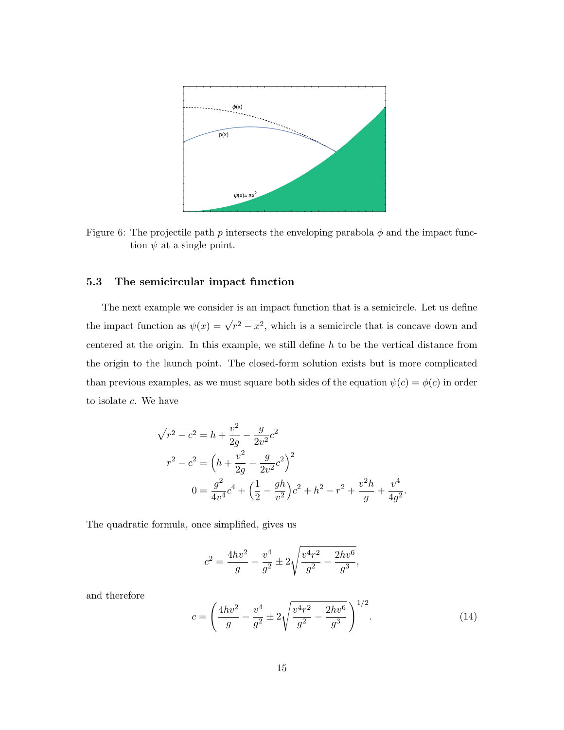Figure 6: The projectile path $p$ intersects the enveloping parabola $\phi$ and the impact function $\psi$ at a single point.

### 5.3 The semicircular impact function

The next example we consider is an impact function that is a semicircle. Let us define the impact function as $\psi(x) = \sqrt{r^2 - x^2}$, which is a semicircle that is concave down and centered at the origin. In this example, we still define $h$ to be the vertical distance from the origin to the launch point. The closed-form solution exists but is more complicated than previous examples, as we must square both sides of the equation $\psi(c) = \phi(c)$ in order to isolate $c$. We have

$$
\begin{aligned}
\sqrt{r^2 - c^2} &= h + \frac{v^2}{2g} - \frac{g}{2v^2}c^2 \\
r^2 - c^2 &= \Big(h + \frac{v^2}{2g} - \frac{g}{2v^2}c^2\Big)^2 \\
0 &= \frac{g^2}{4v^4}c^4 + \Big(\frac{1}{2} - \frac{gh}{v^2}\Big)c^2 + h^2 - r^2 + \frac{v^2 h}{g} + \frac{v^4}{4g^2}.
\end{aligned}
$$

The quadratic formula, once simplified, gives us

$$
c^2 = \frac{4hv^2}{g} - \frac{v^4}{g^2} \pm 2\sqrt{\frac{v^4 r^2}{g^2} - \frac{2hv^6}{g^3}},
$$

and therefore

$$
c = \left(\frac{4hv^2}{g} - \frac{v^4}{g^2} \pm 2\sqrt{\frac{v^4 r^2}{g^2} - \frac{2hv^6}{g^3}}\right)^{1/2}. \tag{14}
$$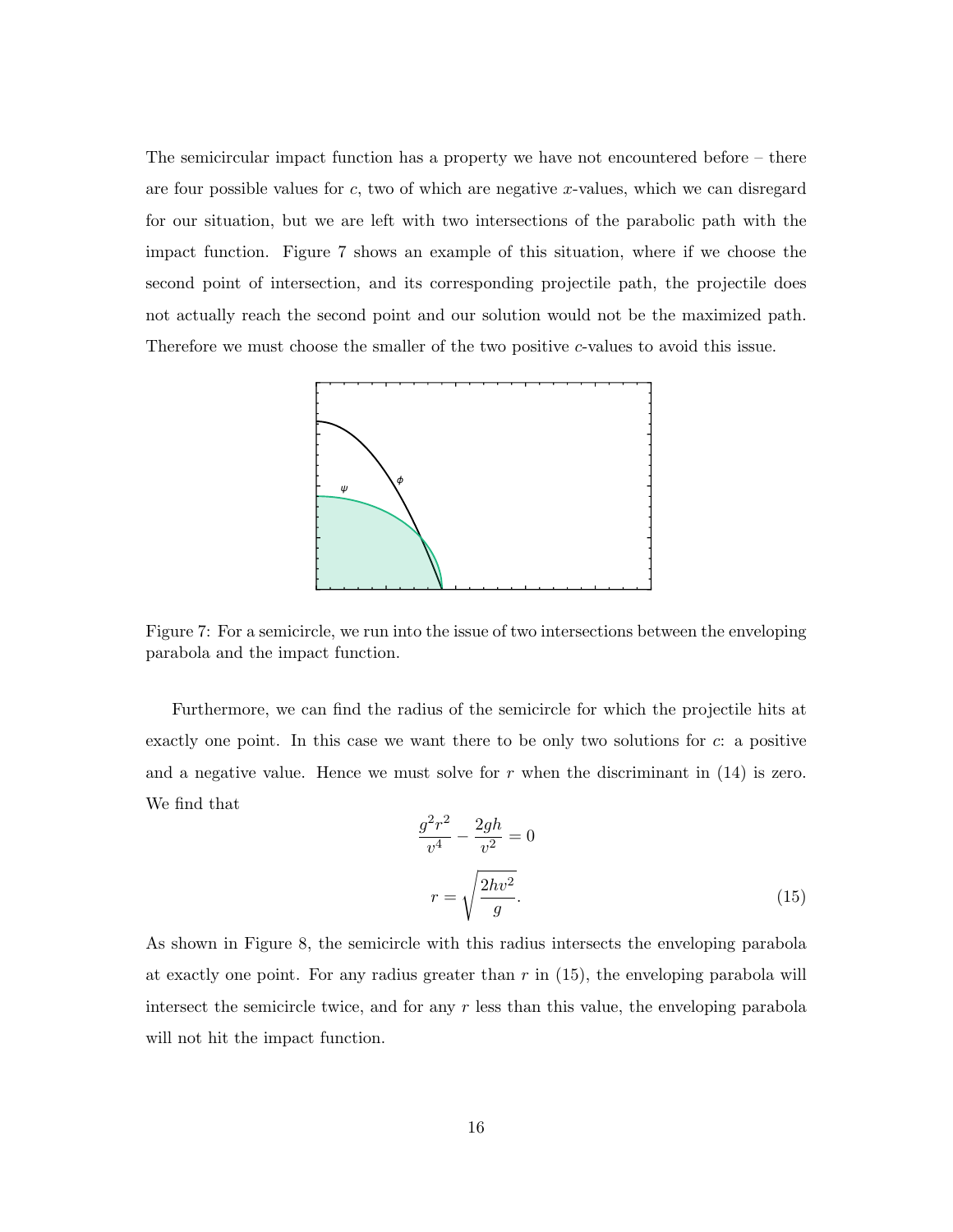The semicircular impact function has a property we have not encountered before – there are four possible values for $c$, two of which are negative $x$-values, which we can disregard for our situation, but we are left with two intersections of the parabolic path with the impact function. Figure 7 shows an example of this situation, where if we choose the second point of intersection, and its corresponding projectile path, the projectile does not actually reach the second point and our solution would not be the maximized path. Therefore we must choose the smaller of the two positive $c$-values to avoid this issue.

Figure 7: For a semicircle, we run into the issue of two intersections between the enveloping parabola and the impact function.

Furthermore, we can find the radius of the semicircle for which the projectile hits at exactly one point. In this case we want there to be only two solutions for $c$: a positive and a negative value. Hence we must solve for $r$ when the discriminant in (14) is zero. We find that

$$\frac{g^2r^2}{v^4} - \frac{2gh}{v^2} = 0$$

$$r = \sqrt{\frac{2hv^2}{g}}. \tag{15}$$

As shown in Figure 8, the semicircle with this radius intersects the enveloping parabola at exactly one point. For any radius greater than $r$ in (15), the enveloping parabola will intersect the semicircle twice, and for any $r$ less than this value, the enveloping parabola will not hit the impact function.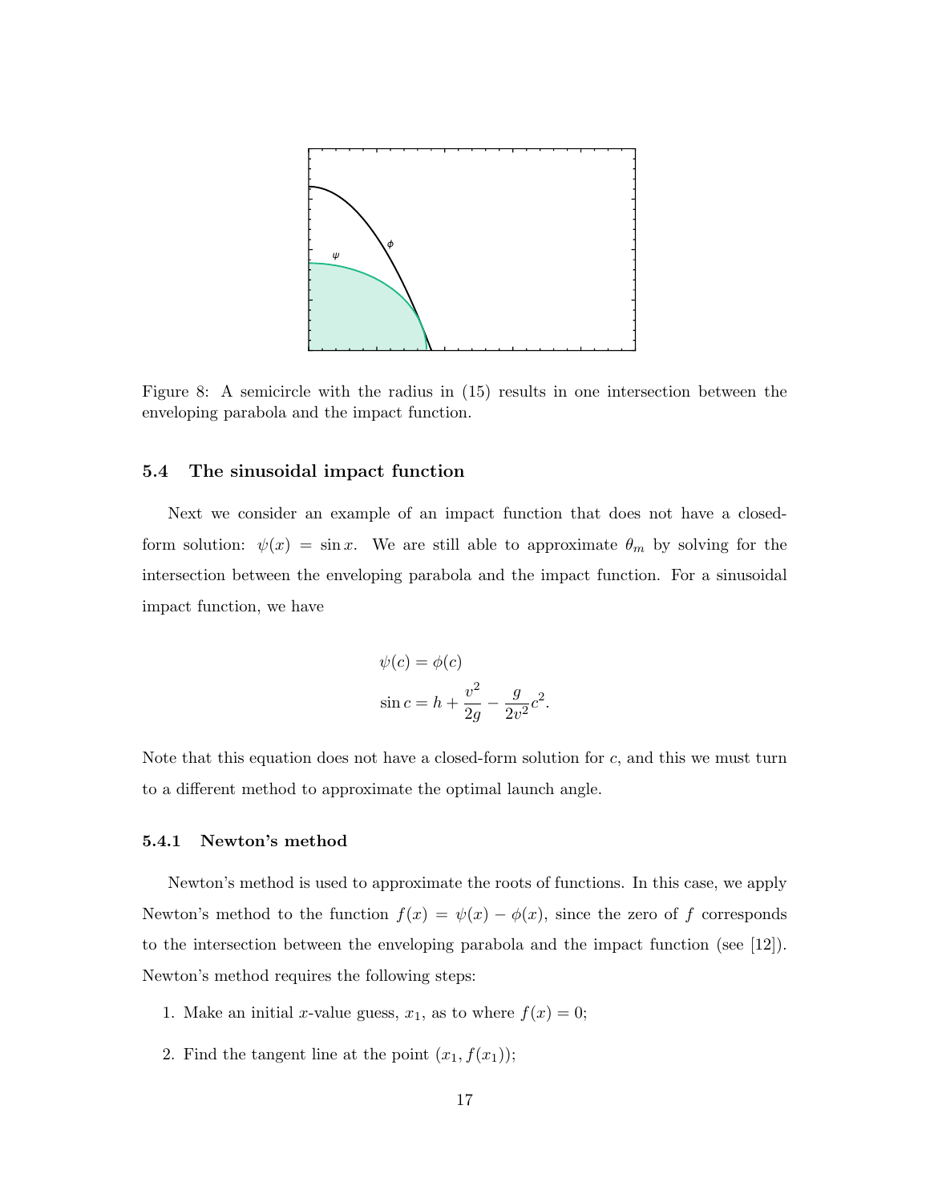Figure 8: A semicircle with the radius in (15) results in one intersection between the enveloping parabola and the impact function.

### 5.4 The sinusoidal impact function

Next we consider an example of an impact function that does not have a closed-form solution: $\psi(x) = \sin x$. We are still able to approximate $\theta_m$ by solving for the intersection between the enveloping parabola and the impact function. For a sinusoidal impact function, we have

$$\psi(c) = \phi(c)$$

$$\sin c = h + \frac{v^2}{2g} - \frac{g}{2v^2}c^2.$$

Note that this equation does not have a closed-form solution for $c$, and this we must turn to a different method to approximate the optimal launch angle.

#### 5.4.1 Newton's method

Newton's method is used to approximate the roots of functions. In this case, we apply Newton's method to the function $f(x) = \psi(x) - \phi(x)$, since the zero of $f$ corresponds to the intersection between the enveloping parabola and the impact function (see [12]). Newton's method requires the following steps:

1. Make an initial $x$-value guess, $x_1$, as to where $f(x) = 0$;
2. Find the tangent line at the point $(x_1, f(x_1))$;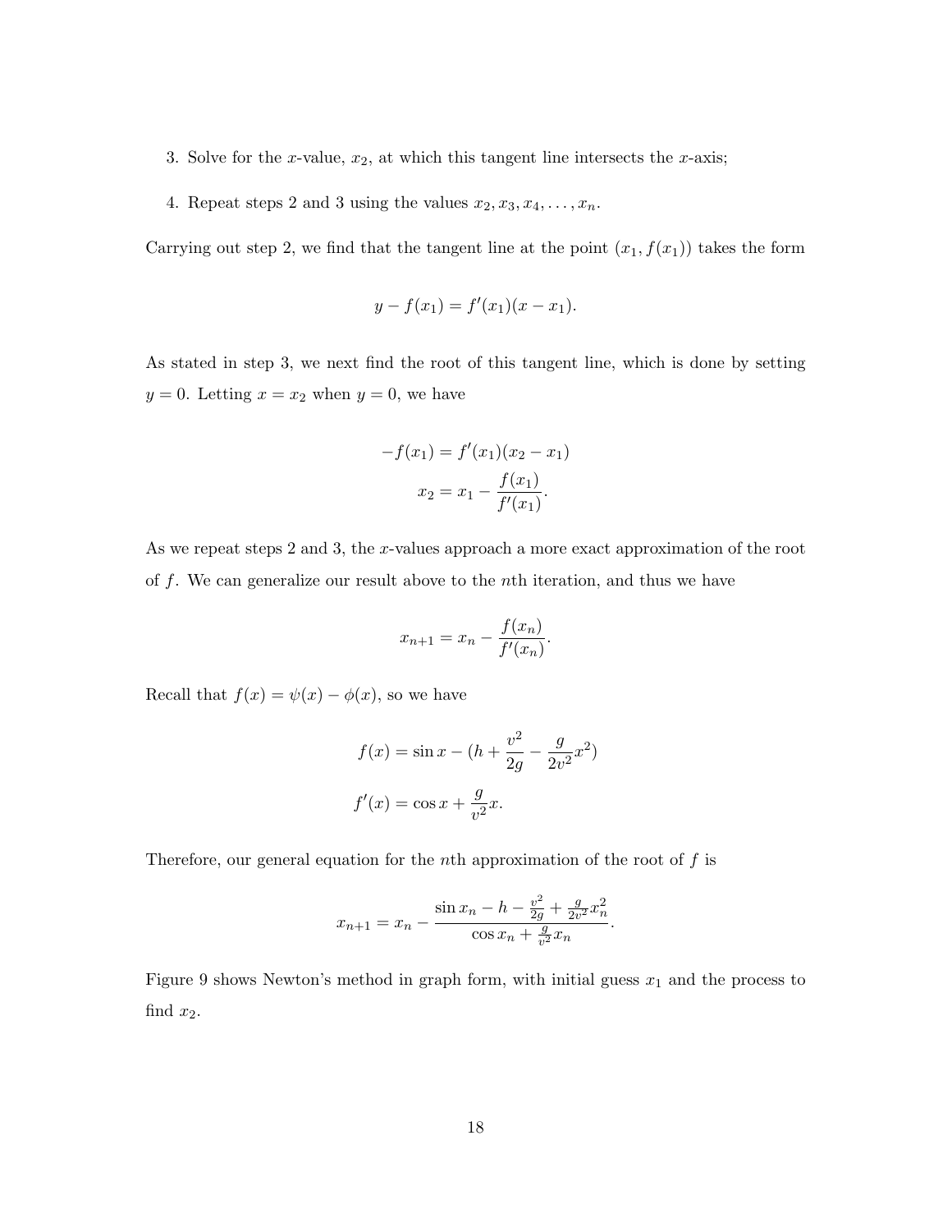3. Solve for the $x$-value, $x_2$, at which this tangent line intersects the $x$-axis;

4. Repeat steps 2 and 3 using the values $x_2, x_3, x_4, \ldots, x_n$.

Carrying out step 2, we find that the tangent line at the point $(x_1, f(x_1))$ takes the form

$$y - f(x_1) = f'(x_1)(x - x_1).$$

As stated in step 3, we next find the root of this tangent line, which is done by setting $y = 0$. Letting $x = x_2$ when $y = 0$, we have

$$-f(x_1) = f'(x_1)(x_2 - x_1)$$

$$x_2 = x_1 - \frac{f(x_1)}{f'(x_1)}.$$

As we repeat steps 2 and 3, the $x$-values approach a more exact approximation of the root of $f$. We can generalize our result above to the $n$th iteration, and thus we have

$$x_{n+1} = x_n - \frac{f(x_n)}{f'(x_n)}.$$

Recall that $f(x) = \psi(x) - \phi(x)$, so we have

$$f(x) = \sin x - (h + \frac{v^2}{2g} - \frac{g}{2v^2}x^2)$$

$$f'(x) = \cos x + \frac{g}{v^2}x.$$

Therefore, our general equation for the $n$th approximation of the root of $f$ is

$$x_{n+1} = x_n - \frac{\sin x_n - h - \frac{v^2}{2g} + \frac{g}{2v^2}x_n^2}{\cos x_n + \frac{g}{v^2}x_n}.$$

Figure 9 shows Newton's method in graph form, with initial guess $x_1$ and the process to find $x_2$.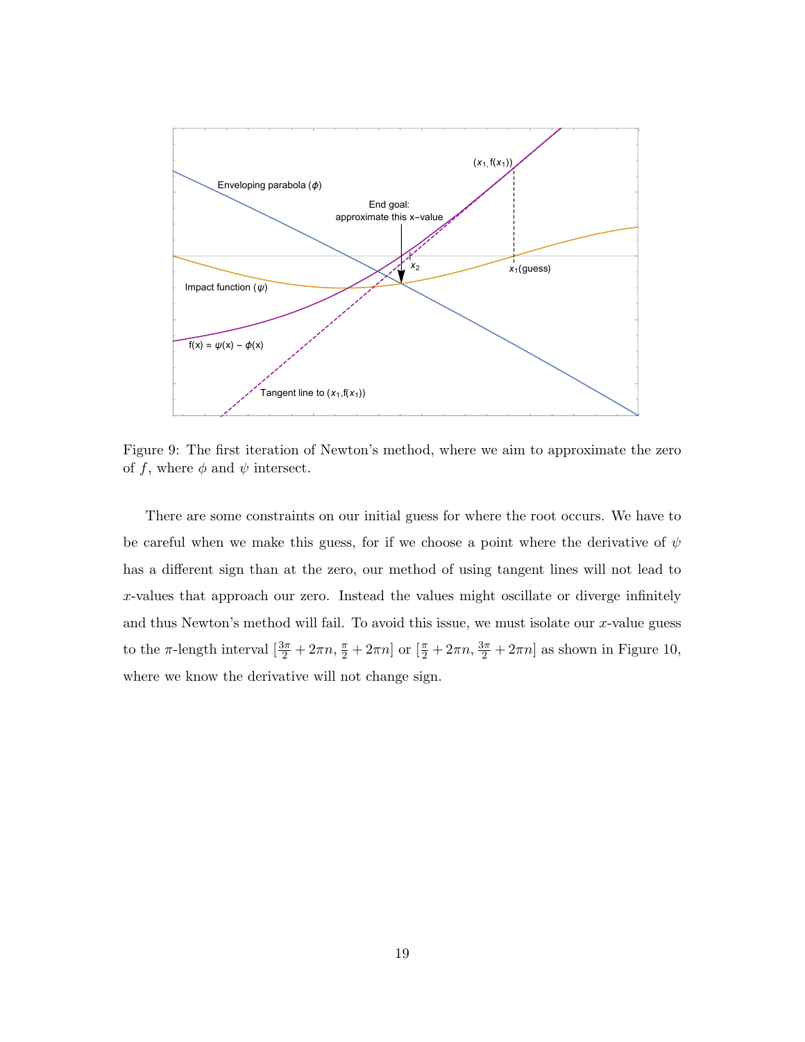Figure 9: The first iteration of Newton's method, where we aim to approximate the zero of $f$, where $\phi$ and $\psi$ intersect.

There are some constraints on our initial guess for where the root occurs. We have to be careful when we make this guess, for if we choose a point where the derivative of $\psi$ has a different sign than at the zero, our method of using tangent lines will not lead to $x$-values that approach our zero. Instead the values might oscillate or diverge infinitely and thus Newton's method will fail. To avoid this issue, we must isolate our $x$-value guess to the $\pi$-length interval $[\frac{3\pi}{2} + 2\pi n, \frac{\pi}{2} + 2\pi n]$ or $[\frac{\pi}{2} + 2\pi n, \frac{3\pi}{2} + 2\pi n]$ as shown in Figure 10, where we know the derivative will not change sign.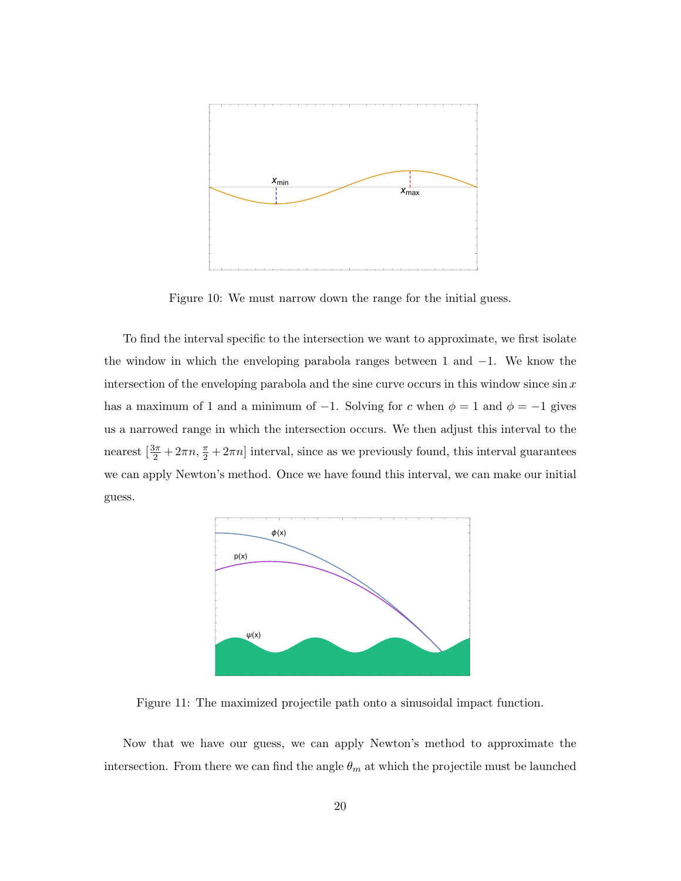Figure 10: We must narrow down the range for the initial guess.

To find the interval specific to the intersection we want to approximate, we first isolate the window in which the enveloping parabola ranges between 1 and $-1$. We know the intersection of the enveloping parabola and the sine curve occurs in this window since $\sin x$ has a maximum of 1 and a minimum of $-1$. Solving for $c$ when $\phi = 1$ and $\phi = -1$ gives us a narrowed range in which the intersection occurs. We then adjust this interval to the nearest $[\frac{3\pi}{2} + 2\pi n, \frac{\pi}{2} + 2\pi n]$ interval, since as we previously found, this interval guarantees we can apply Newton's method. Once we have found this interval, we can make our initial guess.

Figure 11: The maximized projectile path onto a sinusoidal impact function.

Now that we have our guess, we can apply Newton's method to approximate the intersection. From there we can find the angle $\theta_m$ at which the projectile must be launched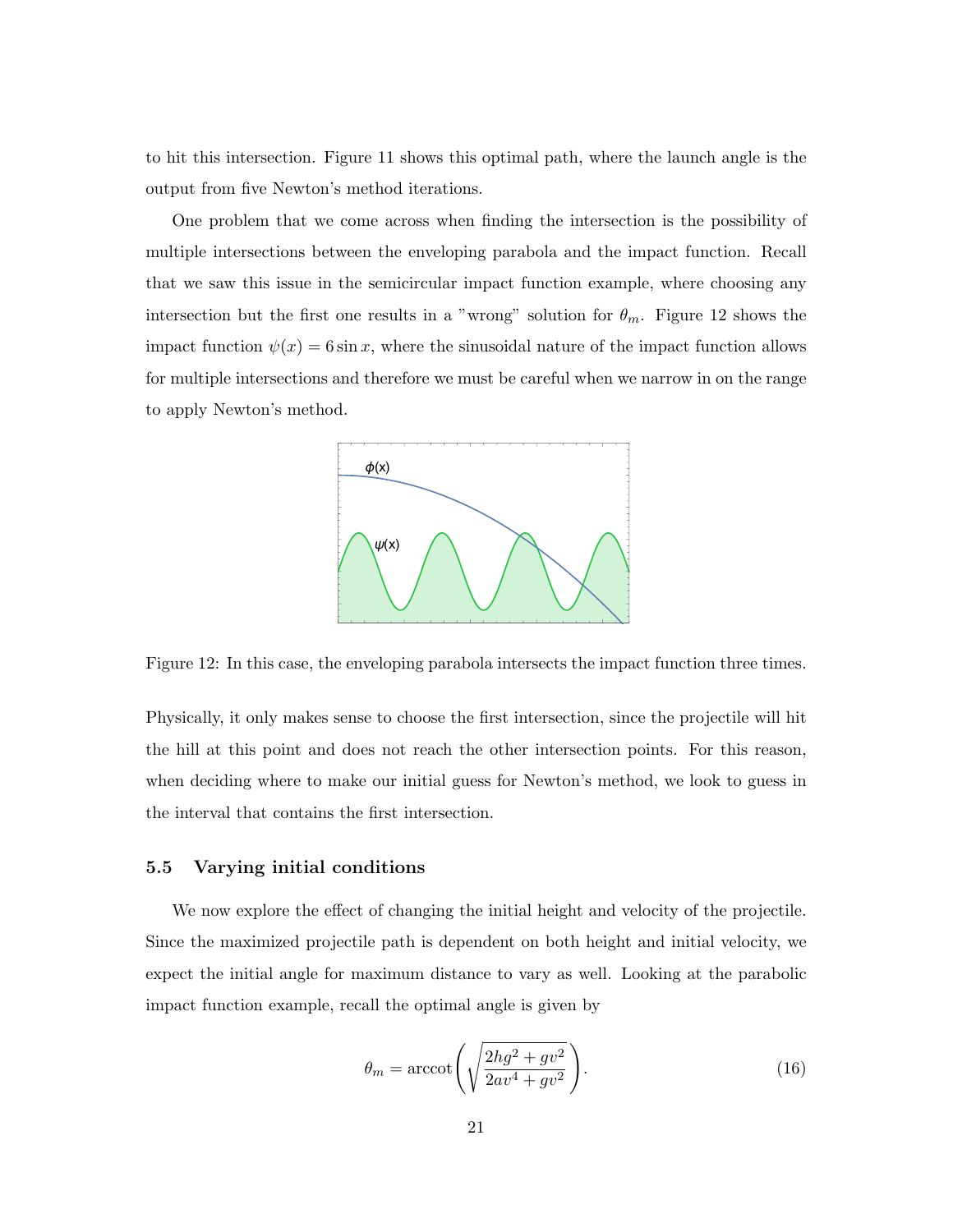to hit this intersection. Figure 11 shows this optimal path, where the launch angle is the output from five Newton's method iterations.

One problem that we come across when finding the intersection is the possibility of multiple intersections between the enveloping parabola and the impact function. Recall that we saw this issue in the semicircular impact function example, where choosing any intersection but the first one results in a "wrong" solution for $\theta_m$. Figure 12 shows the impact function $\psi(x) = 6 \sin x$, where the sinusoidal nature of the impact function allows for multiple intersections and therefore we must be careful when we narrow in on the range to apply Newton's method.

Figure 12: In this case, the enveloping parabola intersects the impact function three times.

Physically, it only makes sense to choose the first intersection, since the projectile will hit the hill at this point and does not reach the other intersection points. For this reason, when deciding where to make our initial guess for Newton's method, we look to guess in the interval that contains the first intersection.

### 5.5 Varying initial conditions

We now explore the effect of changing the initial height and velocity of the projectile. Since the maximized projectile path is dependent on both height and initial velocity, we expect the initial angle for maximum distance to vary as well. Looking at the parabolic impact function example, recall the optimal angle is given by

$$\theta_m = \operatorname{arccot}\left(\sqrt{\frac{2hg^2 + gv^2}{2av^4 + gv^2}}\right). \tag{16}$$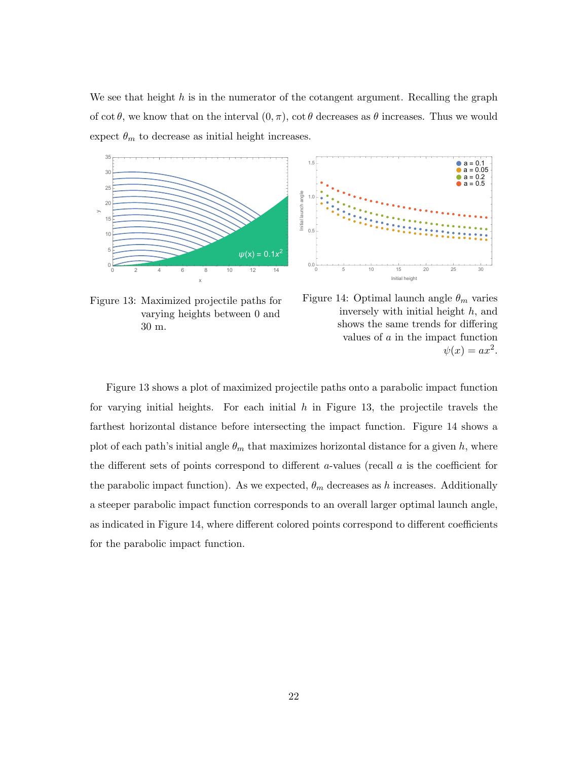We see that height $h$ is in the numerator of the cotangent argument. Recalling the graph of $\cot\theta$, we know that on the interval $(0, \pi)$, $\cot\theta$ decreases as $\theta$ increases. Thus we would expect $\theta_m$ to decrease as initial height increases.

Figure 13: Maximized projectile paths for varying heights between 0 and 30 m.

Figure 14: Optimal launch angle $\theta_m$ varies inversely with initial height $h$, and shows the same trends for differing values of $a$ in the impact function $\psi(x) = ax^2$.

Figure 13 shows a plot of maximized projectile paths onto a parabolic impact function for varying initial heights. For each initial $h$ in Figure 13, the projectile travels the farthest horizontal distance before intersecting the impact function. Figure 14 shows a plot of each path's initial angle $\theta_m$ that maximizes horizontal distance for a given $h$, where the different sets of points correspond to different $a$-values (recall $a$ is the coefficient for the parabolic impact function). As we expected, $\theta_m$ decreases as $h$ increases. Additionally a steeper parabolic impact function corresponds to an overall larger optimal launch angle, as indicated in Figure 14, where different colored points correspond to different coefficients for the parabolic impact function.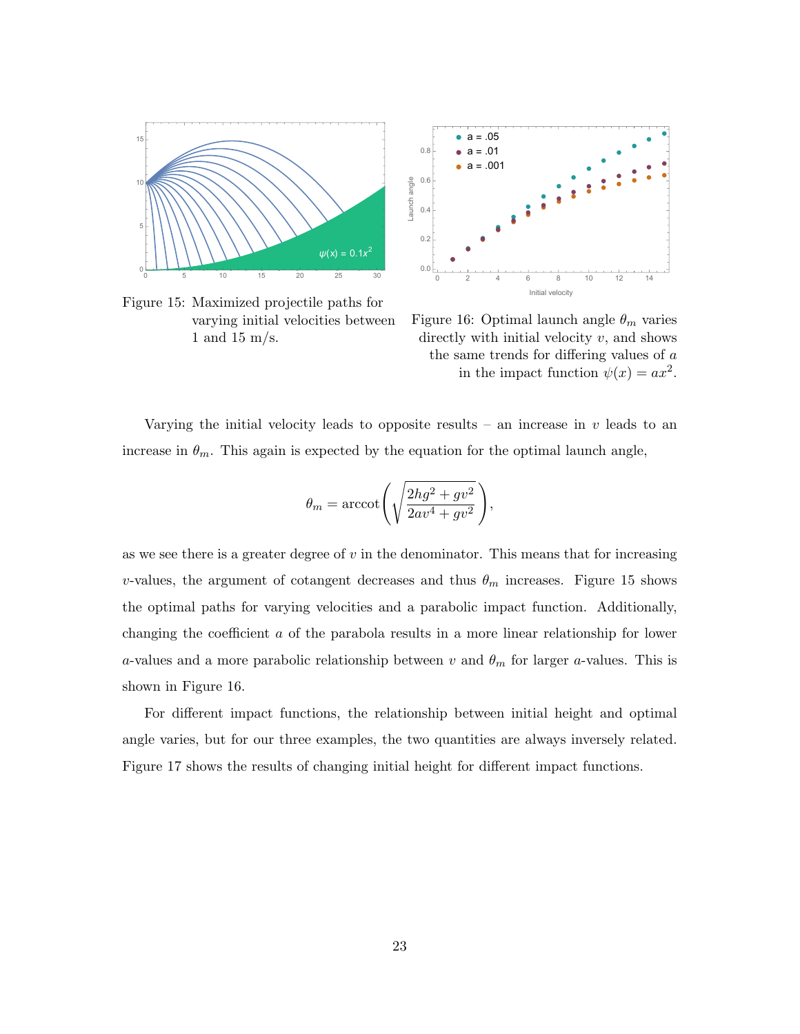Figure 15: Maximized projectile paths for varying initial velocities between 1 and 15 m/s.

Figure 16: Optimal launch angle $\theta_m$ varies directly with initial velocity $v$, and shows the same trends for differing values of $a$ in the impact function $\psi(x) = ax^2$.

Varying the initial velocity leads to opposite results – an increase in $v$ leads to an increase in $\theta_m$. This again is expected by the equation for the optimal launch angle,

$$\theta_m = \text{arccot}\left(\sqrt{\frac{2hg^2 + gv^2}{2av^4 + gv^2}}\right),$$

as we see there is a greater degree of $v$ in the denominator. This means that for increasing $v$-values, the argument of cotangent decreases and thus $\theta_m$ increases. Figure 15 shows the optimal paths for varying velocities and a parabolic impact function. Additionally, changing the coefficient $a$ of the parabola results in a more linear relationship for lower $a$-values and a more parabolic relationship between $v$ and $\theta_m$ for larger $a$-values. This is shown in Figure 16.

For different impact functions, the relationship between initial height and optimal angle varies, but for our three examples, the two quantities are always inversely related. Figure 17 shows the results of changing initial height for different impact functions.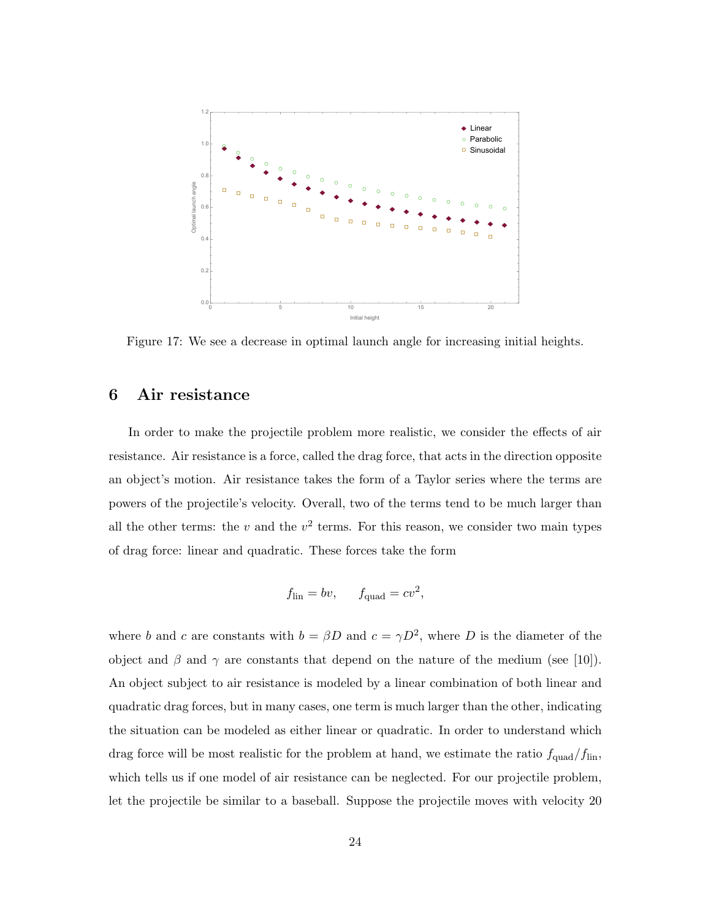Figure 17: We see a decrease in optimal launch angle for increasing initial heights.

## 6 Air resistance

In order to make the projectile problem more realistic, we consider the effects of air resistance. Air resistance is a force, called the drag force, that acts in the direction opposite an object's motion. Air resistance takes the form of a Taylor series where the terms are powers of the projectile's velocity. Overall, two of the terms tend to be much larger than all the other terms: the $v$ and the $v^2$ terms. For this reason, we consider two main types of drag force: linear and quadratic. These forces take the form

$$f_{\text{lin}} = bv, \qquad f_{\text{quad}} = cv^2,$$

where $b$ and $c$ are constants with $b = \beta D$ and $c = \gamma D^2$, where $D$ is the diameter of the object and $\beta$ and $\gamma$ are constants that depend on the nature of the medium (see [10]). An object subject to air resistance is modeled by a linear combination of both linear and quadratic drag forces, but in many cases, one term is much larger than the other, indicating the situation can be modeled as either linear or quadratic. In order to understand which drag force will be most realistic for the problem at hand, we estimate the ratio $f_{\text{quad}}/f_{\text{lin}}$, which tells us if one model of air resistance can be neglected. For our projectile problem, let the projectile be similar to a baseball. Suppose the projectile moves with velocity 20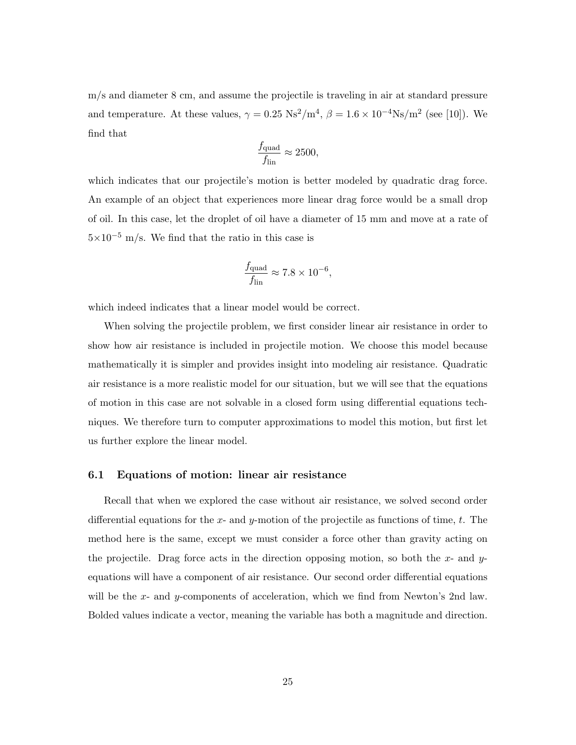m/s and diameter 8 cm, and assume the projectile is traveling in air at standard pressure and temperature. At these values, $\gamma = 0.25$ Ns$^2$/m$^4$, $\beta = 1.6 \times 10^{-4}$Ns/m$^2$ (see [10]). We find that

$$\frac{f_{\text{quad}}}{f_{\text{lin}}} \approx 2500,$$

which indicates that our projectile's motion is better modeled by quadratic drag force. An example of an object that experiences more linear drag force would be a small drop of oil. In this case, let the droplet of oil have a diameter of 15 mm and move at a rate of $5 \times 10^{-5}$ m/s. We find that the ratio in this case is

$$\frac{f_{\text{quad}}}{f_{\text{lin}}} \approx 7.8 \times 10^{-6},$$

which indeed indicates that a linear model would be correct.

When solving the projectile problem, we first consider linear air resistance in order to show how air resistance is included in projectile motion. We choose this model because mathematically it is simpler and provides insight into modeling air resistance. Quadratic air resistance is a more realistic model for our situation, but we will see that the equations of motion in this case are not solvable in a closed form using differential equations techniques. We therefore turn to computer approximations to model this motion, but first let us further explore the linear model.

### 6.1 Equations of motion: linear air resistance

Recall that when we explored the case without air resistance, we solved second order differential equations for the $x$- and $y$-motion of the projectile as functions of time, $t$. The method here is the same, except we must consider a force other than gravity acting on the projectile. Drag force acts in the direction opposing motion, so both the $x$- and $y$-equations will have a component of air resistance. Our second order differential equations will be the $x$- and $y$-components of acceleration, which we find from Newton's 2nd law. Bolded values indicate a vector, meaning the variable has both a magnitude and direction.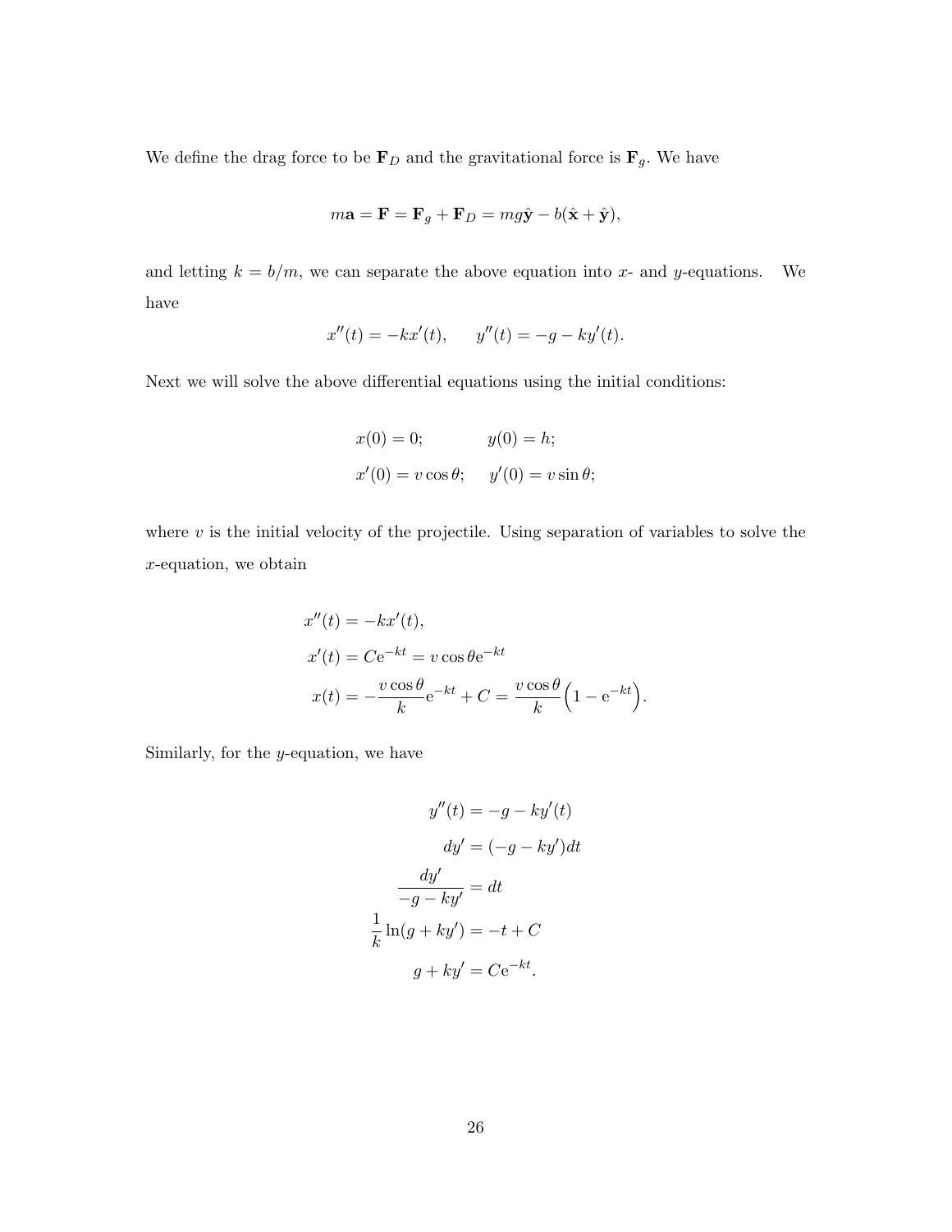We define the drag force to be $\mathbf{F}_D$ and the gravitational force is $\mathbf{F}_g$. We have

$$m\mathbf{a} = \mathbf{F} = \mathbf{F}_g + \mathbf{F}_D = mg\hat{\mathbf{y}} - b(\hat{\mathbf{x}} + \hat{\mathbf{y}}),$$

and letting $k = b/m$, we can separate the above equation into $x$- and $y$-equations. We have

$$x''(t) = -kx'(t), \qquad y''(t) = -g - ky'(t).$$

Next we will solve the above differential equations using the initial conditions:

$$\begin{aligned} x(0) &= 0; & y(0) &= h; \\ x'(0) &= v\cos\theta; & y'(0) &= v\sin\theta; \end{aligned}$$

where $v$ is the initial velocity of the projectile. Using separation of variables to solve the $x$-equation, we obtain

$$\begin{aligned} x''(t) &= -kx'(t), \\ x'(t) &= C\mathrm{e}^{-kt} = v\cos\theta\mathrm{e}^{-kt} \\ x(t) &= -\frac{v\cos\theta}{k}\mathrm{e}^{-kt} + C = \frac{v\cos\theta}{k}\Big(1 - \mathrm{e}^{-kt}\Big). \end{aligned}$$

Similarly, for the $y$-equation, we have

$$\begin{aligned} y''(t) &= -g - ky'(t) \\ dy' &= (-g - ky')dt \\ \frac{dy'}{-g - ky'} &= dt \\ \frac{1}{k}\ln(g + ky') &= -t + C \\ g + ky' &= C\mathrm{e}^{-kt}. \end{aligned}$$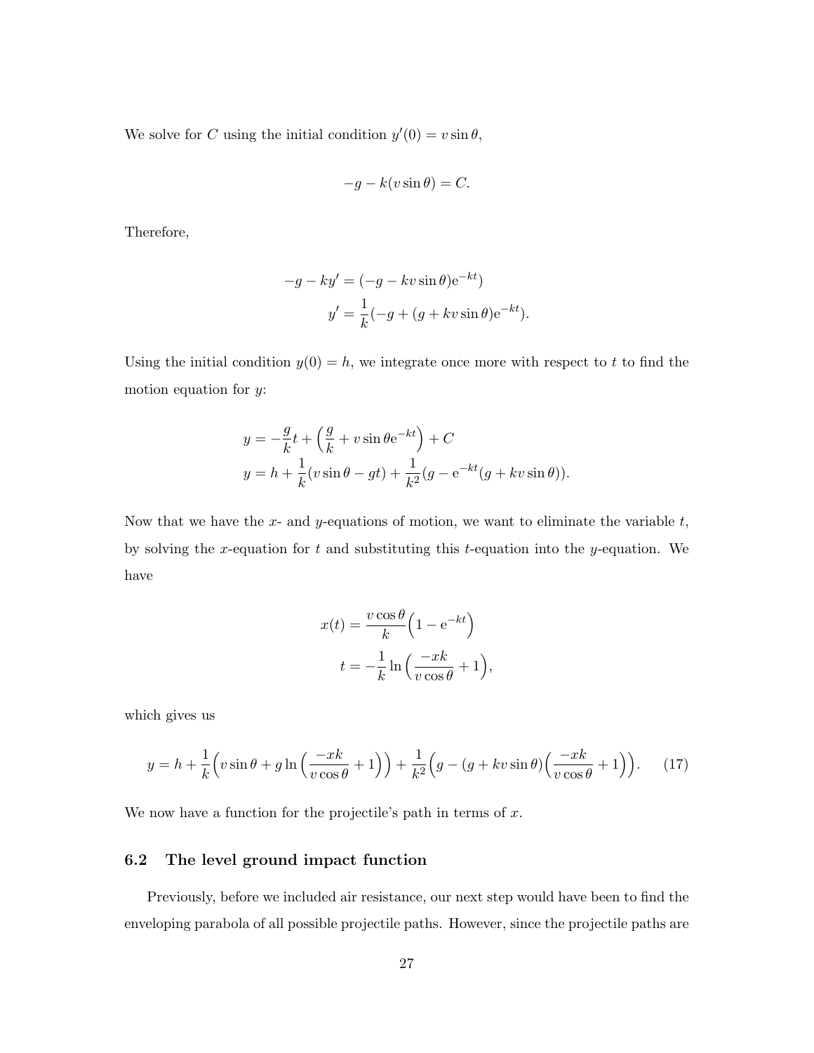We solve for $C$ using the initial condition $y'(0) = v\sin\theta$,

$$-g - k(v\sin\theta) = C.$$

Therefore,

$$\begin{aligned}
-g - ky' &= (-g - kv\sin\theta)\mathrm{e}^{-kt}) \\
y' &= \frac{1}{k}(-g + (g + kv\sin\theta)\mathrm{e}^{-kt}).
\end{aligned}$$

Using the initial condition $y(0) = h$, we integrate once more with respect to $t$ to find the motion equation for $y$:

$$\begin{aligned}
y &= -\frac{g}{k}t + \Big(\frac{g}{k} + v\sin\theta\mathrm{e}^{-kt}\Big) + C \\
y &= h + \frac{1}{k}(v\sin\theta - gt) + \frac{1}{k^2}(g - \mathrm{e}^{-kt}(g + kv\sin\theta)).
\end{aligned}$$

Now that we have the $x$- and $y$-equations of motion, we want to eliminate the variable $t$, by solving the $x$-equation for $t$ and substituting this $t$-equation into the $y$-equation. We have

$$\begin{aligned}
x(t) &= \frac{v\cos\theta}{k}\Big(1 - \mathrm{e}^{-kt}\Big) \\
t &= -\frac{1}{k}\ln\Big(\frac{-xk}{v\cos\theta} + 1\Big),
\end{aligned}$$

which gives us

$$y = h + \frac{1}{k}\Big(v\sin\theta + g\ln\Big(\frac{-xk}{v\cos\theta} + 1\Big)\Big) + \frac{1}{k^2}\Big(g - (g + kv\sin\theta)\Big(\frac{-xk}{v\cos\theta} + 1\Big)\Big). \tag{17}$$

We now have a function for the projectile's path in terms of $x$.

### 6.2 The level ground impact function

Previously, before we included air resistance, our next step would have been to find the enveloping parabola of all possible projectile paths. However, since the projectile paths are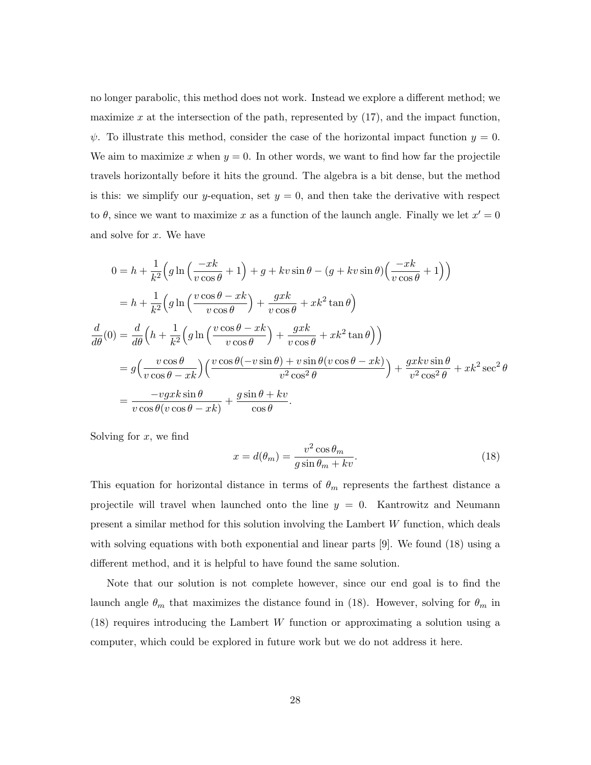no longer parabolic, this method does not work. Instead we explore a different method; we maximize $x$ at the intersection of the path, represented by (17), and the impact function, $\psi$. To illustrate this method, consider the case of the horizontal impact function $y = 0$. We aim to maximize $x$ when $y = 0$. In other words, we want to find how far the projectile travels horizontally before it hits the ground. The algebra is a bit dense, but the method is this: we simplify our $y$-equation, set $y = 0$, and then take the derivative with respect to $\theta$, since we want to maximize $x$ as a function of the launch angle. Finally we let $x' = 0$ and solve for $x$. We have

$$
\begin{aligned}
0 &= h + \frac{1}{k^2}\Big(g \ln\Big(\frac{-xk}{v\cos\theta} + 1\Big) + g + kv\sin\theta - (g + kv\sin\theta)\Big(\frac{-xk}{v\cos\theta} + 1\Big)\Big) \\
&= h + \frac{1}{k^2}\Big(g \ln\Big(\frac{v\cos\theta - xk}{v\cos\theta}\Big) + \frac{gxk}{v\cos\theta} + xk^2\tan\theta\Big) \\
\frac{d}{d\theta}(0) &= \frac{d}{d\theta}\Big(h + \frac{1}{k^2}\Big(g \ln\Big(\frac{v\cos\theta - xk}{v\cos\theta}\Big) + \frac{gxk}{v\cos\theta} + xk^2\tan\theta\Big)\Big) \\
&= g\Big(\frac{v\cos\theta}{v\cos\theta - xk}\Big)\Big(\frac{v\cos\theta(-v\sin\theta) + v\sin\theta(v\cos\theta - xk)}{v^2\cos^2\theta}\Big) + \frac{gxkv\sin\theta}{v^2\cos^2\theta} + xk^2\sec^2\theta \\
&= \frac{-vgxk\sin\theta}{v\cos\theta(v\cos\theta - xk)} + \frac{g\sin\theta + kv}{\cos\theta}.
\end{aligned}
$$

Solving for $x$, we find

$$
x = d(\theta_m) = \frac{v^2\cos\theta_m}{g\sin\theta_m + kv}. \tag{18}
$$

This equation for horizontal distance in terms of $\theta_m$ represents the farthest distance a projectile will travel when launched onto the line $y = 0$. Kantrowitz and Neumann present a similar method for this solution involving the Lambert $W$ function, which deals with solving equations with both exponential and linear parts [9]. We found (18) using a different method, and it is helpful to have found the same solution.

Note that our solution is not complete however, since our end goal is to find the launch angle $\theta_m$ that maximizes the distance found in (18). However, solving for $\theta_m$ in (18) requires introducing the Lambert $W$ function or approximating a solution using a computer, which could be explored in future work but we do not address it here.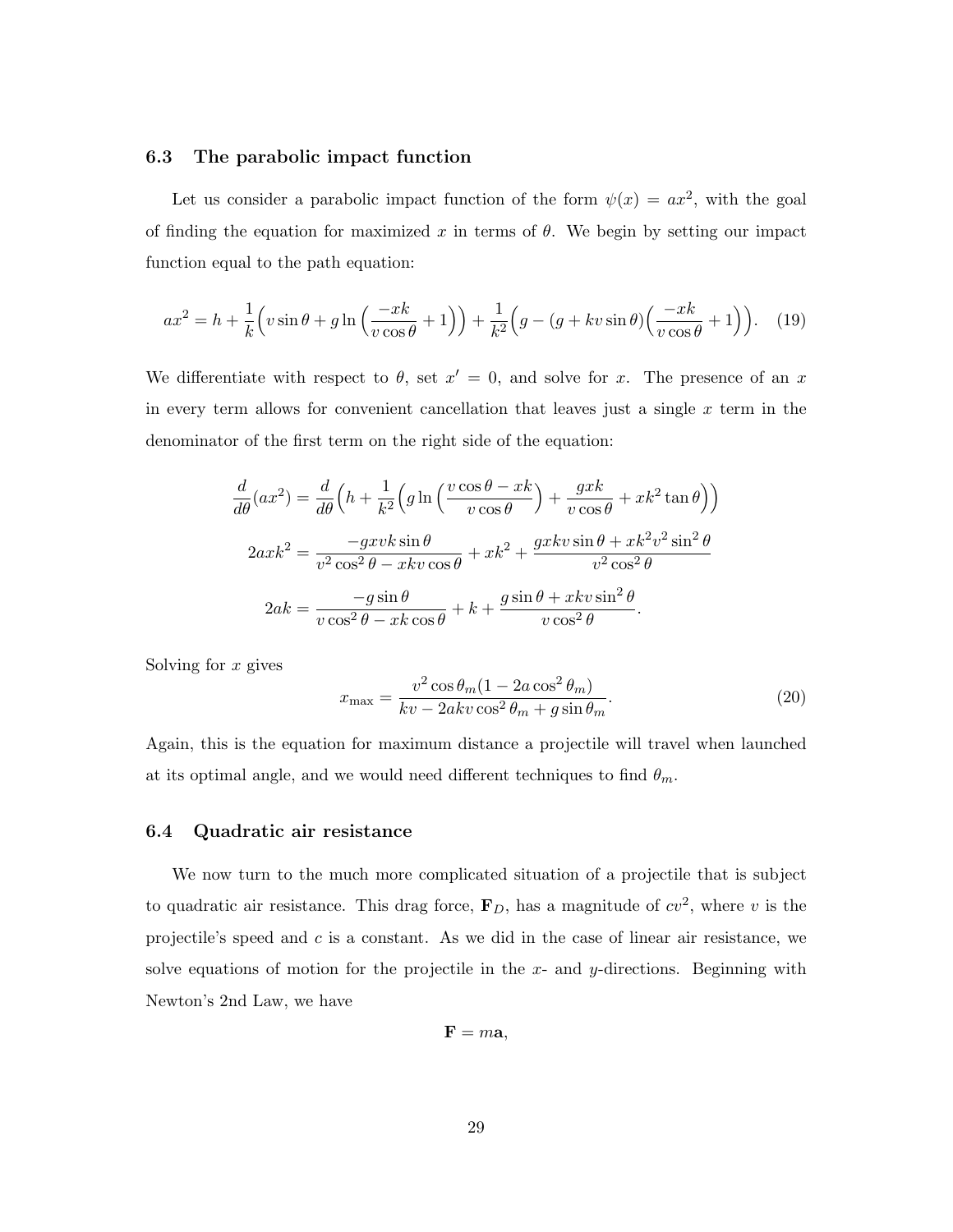### 6.3 The parabolic impact function

Let us consider a parabolic impact function of the form $\psi(x) = ax^2$, with the goal of finding the equation for maximized $x$ in terms of $\theta$. We begin by setting our impact function equal to the path equation:

$$ax^2 = h + \frac{1}{k}\Big(v\sin\theta + g\ln\Big(\frac{-xk}{v\cos\theta}+1\Big)\Big) + \frac{1}{k^2}\Big(g - (g + kv\sin\theta)\Big(\frac{-xk}{v\cos\theta}+1\Big)\Big). \quad (19)$$

We differentiate with respect to $\theta$, set $x' = 0$, and solve for $x$. The presence of an $x$ in every term allows for convenient cancellation that leaves just a single $x$ term in the denominator of the first term on the right side of the equation:

$$\frac{d}{d\theta}(ax^2) = \frac{d}{d\theta}\Big(h + \frac{1}{k^2}\Big(g\ln\Big(\frac{v\cos\theta - xk}{v\cos\theta}\Big) + \frac{gxk}{v\cos\theta} + xk^2\tan\theta\Big)\Big)$$

$$2axk^2 = \frac{-gxvk\sin\theta}{v^2\cos^2\theta - xkv\cos\theta} + xk^2 + \frac{gxkv\sin\theta + xk^2v^2\sin^2\theta}{v^2\cos^2\theta}$$

$$2ak = \frac{-g\sin\theta}{v\cos^2\theta - xk\cos\theta} + k + \frac{g\sin\theta + xkv\sin^2\theta}{v\cos^2\theta}.$$

Solving for $x$ gives

$$x_{\max} = \frac{v^2\cos\theta_m(1 - 2a\cos^2\theta_m)}{kv - 2akv\cos^2\theta_m + g\sin\theta_m}. \quad (20)$$

Again, this is the equation for maximum distance a projectile will travel when launched at its optimal angle, and we would need different techniques to find $\theta_m$.

### 6.4 Quadratic air resistance

We now turn to the much more complicated situation of a projectile that is subject to quadratic air resistance. This drag force, $\mathbf{F}_D$, has a magnitude of $cv^2$, where $v$ is the projectile's speed and $c$ is a constant. As we did in the case of linear air resistance, we solve equations of motion for the projectile in the $x$- and $y$-directions. Beginning with Newton's 2nd Law, we have

$$\mathbf{F} = m\mathbf{a},$$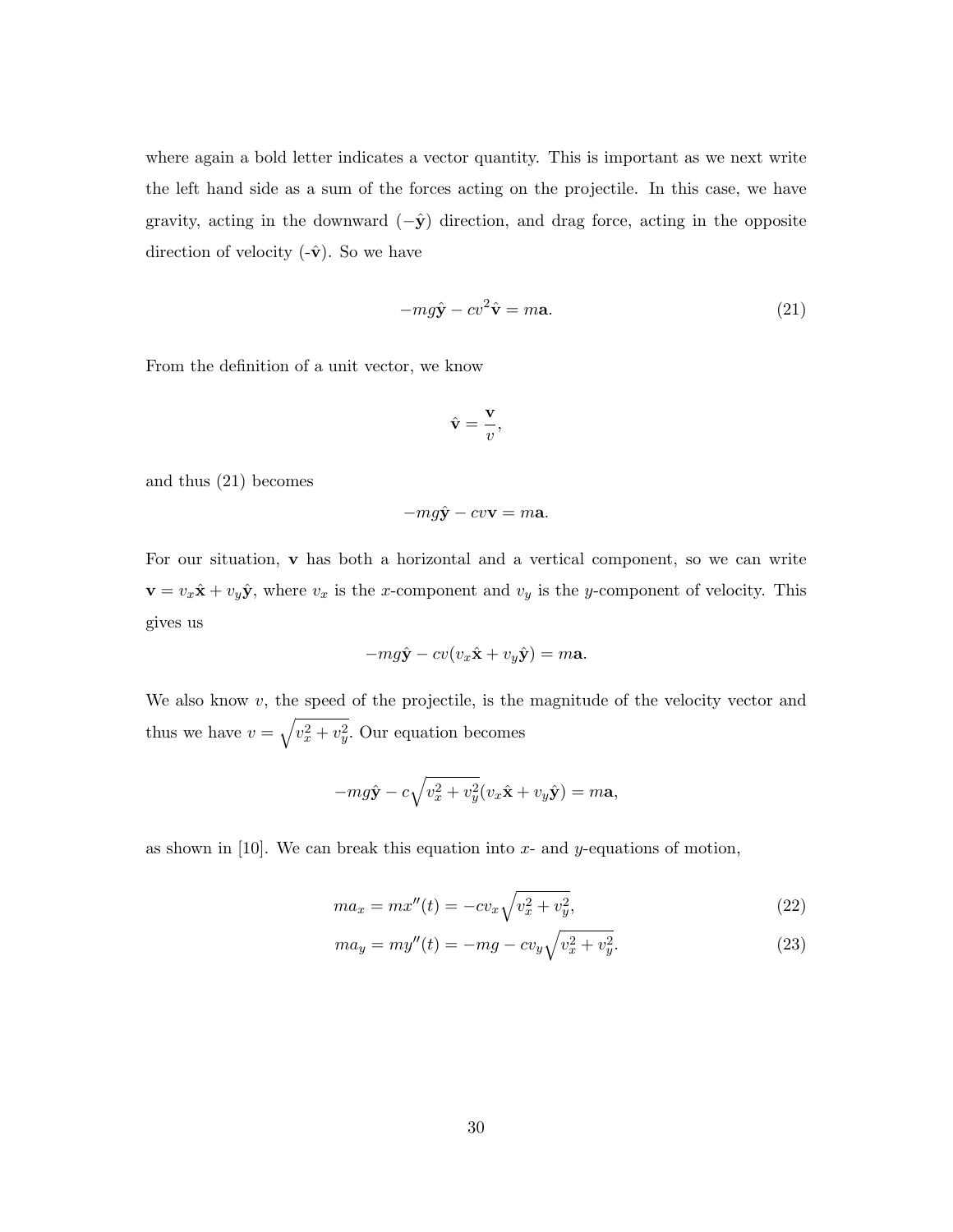where again a bold letter indicates a vector quantity. This is important as we next write the left hand side as a sum of the forces acting on the projectile. In this case, we have gravity, acting in the downward ($-\hat{\mathbf{y}}$) direction, and drag force, acting in the opposite direction of velocity (-$\hat{\mathbf{v}}$). So we have

$$-mg\hat{\mathbf{y}} - cv^2\hat{\mathbf{v}} = m\mathbf{a}. \tag{21}$$

From the definition of a unit vector, we know

$$\hat{\mathbf{v}} = \frac{\mathbf{v}}{v},$$

and thus (21) becomes

$$-mg\hat{\mathbf{y}} - cv\mathbf{v} = m\mathbf{a}.$$

For our situation, $\mathbf{v}$ has both a horizontal and a vertical component, so we can write $\mathbf{v} = v_x\hat{\mathbf{x}} + v_y\hat{\mathbf{y}}$, where $v_x$ is the $x$-component and $v_y$ is the $y$-component of velocity. This gives us

$$-mg\hat{\mathbf{y}} - cv(v_x\hat{\mathbf{x}} + v_y\hat{\mathbf{y}}) = m\mathbf{a}.$$

We also know $v$, the speed of the projectile, is the magnitude of the velocity vector and thus we have $v = \sqrt{v_x^2 + v_y^2}$. Our equation becomes

$$-mg\hat{\mathbf{y}} - c\sqrt{v_x^2 + v_y^2}(v_x\hat{\mathbf{x}} + v_y\hat{\mathbf{y}}) = m\mathbf{a},$$

as shown in [10]. We can break this equation into $x$- and $y$-equations of motion,

$$ma_x = mx''(t) = -cv_x\sqrt{v_x^2 + v_y^2}, \tag{22}$$

$$ma_y = my''(t) = -mg - cv_y\sqrt{v_x^2 + v_y^2}. \tag{23}$$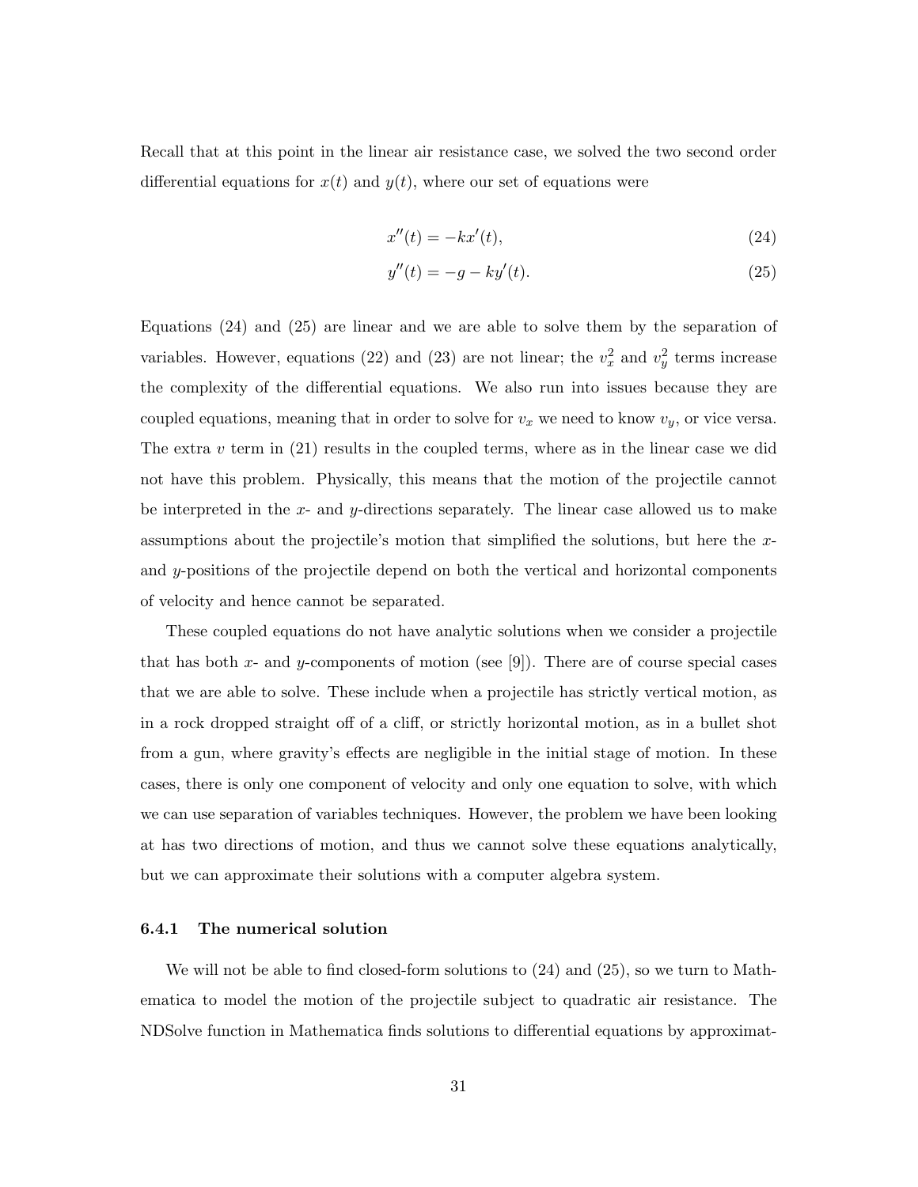Recall that at this point in the linear air resistance case, we solved the two second order differential equations for $x(t)$ and $y(t)$, where our set of equations were

$$x''(t) = -kx'(t), \tag{24}$$

$$y''(t) = -g - ky'(t). \tag{25}$$

Equations (24) and (25) are linear and we are able to solve them by the separation of variables. However, equations (22) and (23) are not linear; the $v_x^2$ and $v_y^2$ terms increase the complexity of the differential equations. We also run into issues because they are coupled equations, meaning that in order to solve for $v_x$ we need to know $v_y$, or vice versa. The extra $v$ term in (21) results in the coupled terms, where as in the linear case we did not have this problem. Physically, this means that the motion of the projectile cannot be interpreted in the $x$- and $y$-directions separately. The linear case allowed us to make assumptions about the projectile's motion that simplified the solutions, but here the $x$- and $y$-positions of the projectile depend on both the vertical and horizontal components of velocity and hence cannot be separated.

These coupled equations do not have analytic solutions when we consider a projectile that has both $x$- and $y$-components of motion (see [9]). There are of course special cases that we are able to solve. These include when a projectile has strictly vertical motion, as in a rock dropped straight off of a cliff, or strictly horizontal motion, as in a bullet shot from a gun, where gravity's effects are negligible in the initial stage of motion. In these cases, there is only one component of velocity and only one equation to solve, with which we can use separation of variables techniques. However, the problem we have been looking at has two directions of motion, and thus we cannot solve these equations analytically, but we can approximate their solutions with a computer algebra system.

### 6.4.1 The numerical solution

We will not be able to find closed-form solutions to (24) and (25), so we turn to Mathematica to model the motion of the projectile subject to quadratic air resistance. The NDSolve function in Mathematica finds solutions to differential equations by approximat-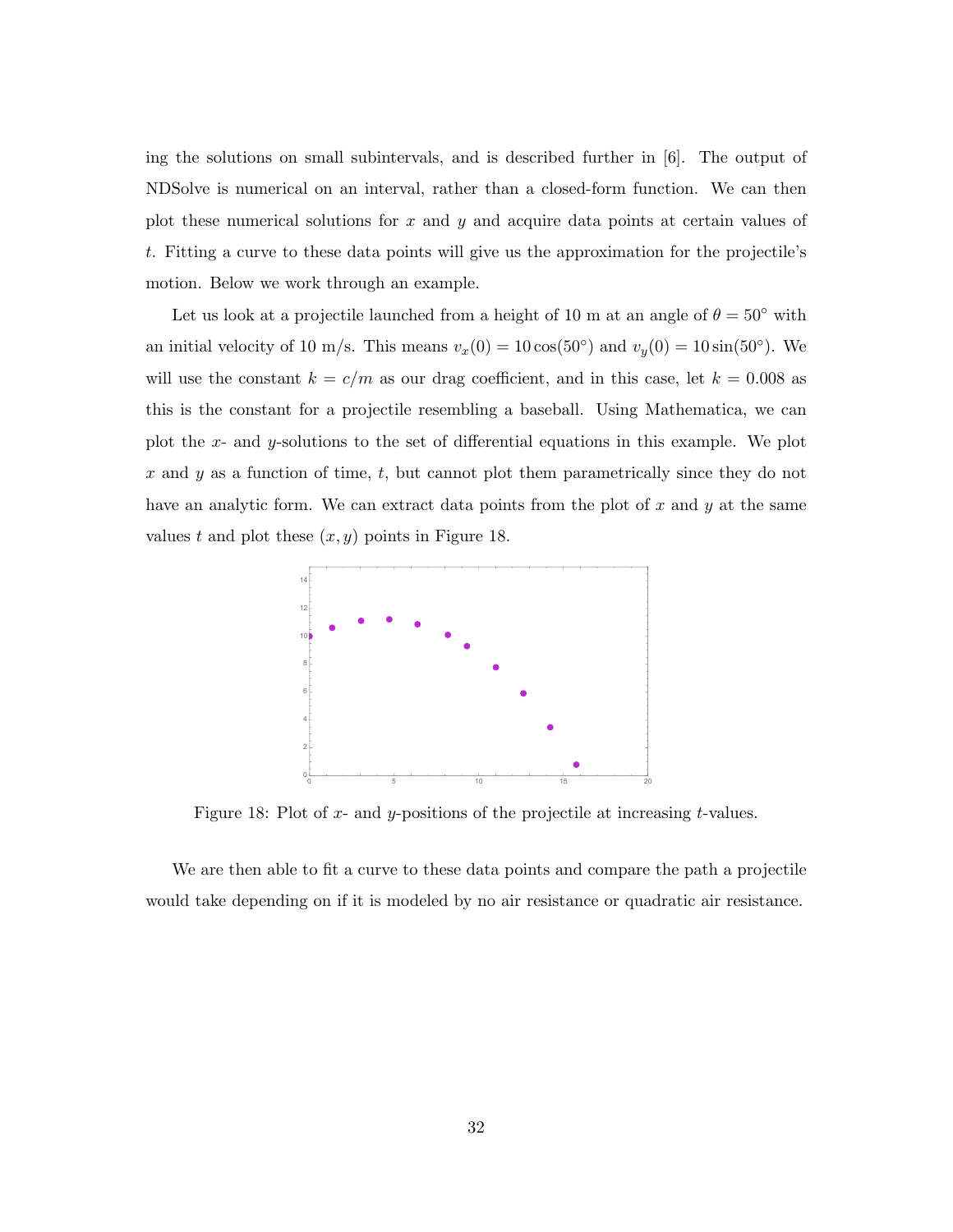ing the solutions on small subintervals, and is described further in [6]. The output of NDSolve is numerical on an interval, rather than a closed-form function. We can then plot these numerical solutions for $x$ and $y$ and acquire data points at certain values of $t$. Fitting a curve to these data points will give us the approximation for the projectile's motion. Below we work through an example.

Let us look at a projectile launched from a height of 10 m at an angle of $\theta = 50^\circ$ with an initial velocity of 10 m/s. This means $v_x(0) = 10\cos(50^\circ)$ and $v_y(0) = 10\sin(50^\circ)$. We will use the constant $k = c/m$ as our drag coefficient, and in this case, let $k = 0.008$ as this is the constant for a projectile resembling a baseball. Using Mathematica, we can plot the $x$- and $y$-solutions to the set of differential equations in this example. We plot $x$ and $y$ as a function of time, $t$, but cannot plot them parametrically since they do not have an analytic form. We can extract data points from the plot of $x$ and $y$ at the same values $t$ and plot these $(x, y)$ points in Figure 18.

Figure 18: Plot of $x$- and $y$-positions of the projectile at increasing $t$-values.

We are then able to fit a curve to these data points and compare the path a projectile would take depending on if it is modeled by no air resistance or quadratic air resistance.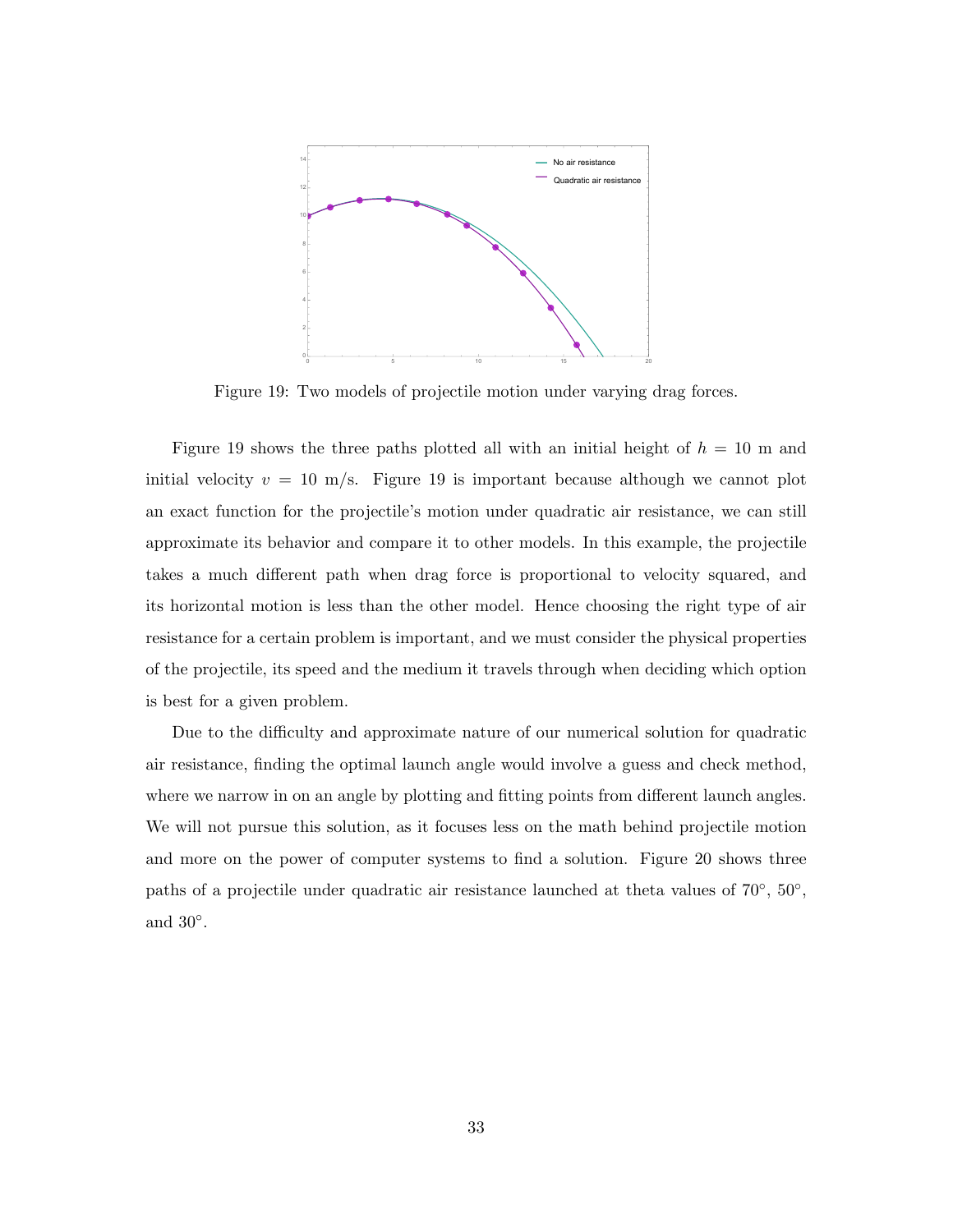Figure 19: Two models of projectile motion under varying drag forces.

Figure 19 shows the three paths plotted all with an initial height of $h = 10$ m and initial velocity $v = 10$ m/s. Figure 19 is important because although we cannot plot an exact function for the projectile's motion under quadratic air resistance, we can still approximate its behavior and compare it to other models. In this example, the projectile takes a much different path when drag force is proportional to velocity squared, and its horizontal motion is less than the other model. Hence choosing the right type of air resistance for a certain problem is important, and we must consider the physical properties of the projectile, its speed and the medium it travels through when deciding which option is best for a given problem.

Due to the difficulty and approximate nature of our numerical solution for quadratic air resistance, finding the optimal launch angle would involve a guess and check method, where we narrow in on an angle by plotting and fitting points from different launch angles. We will not pursue this solution, as it focuses less on the math behind projectile motion and more on the power of computer systems to find a solution. Figure 20 shows three paths of a projectile under quadratic air resistance launched at theta values of 70°, 50°, and 30°.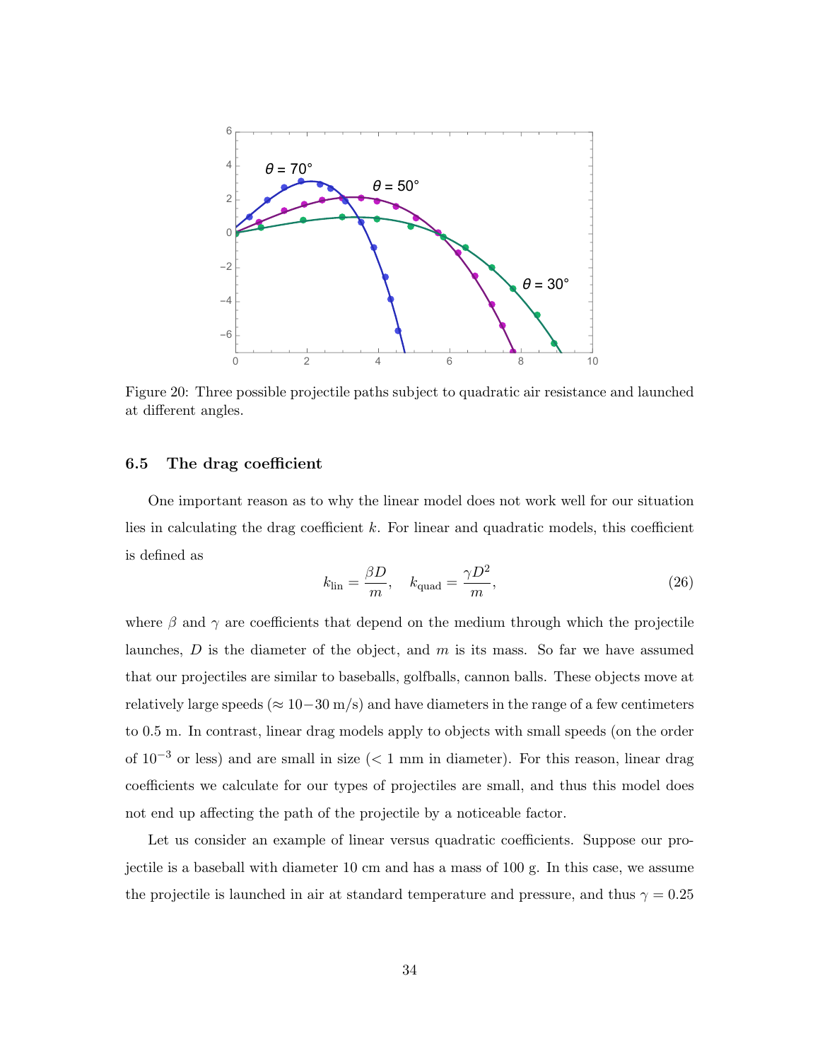Figure 20: Three possible projectile paths subject to quadratic air resistance and launched at different angles.

### 6.5 The drag coefficient

One important reason as to why the linear model does not work well for our situation lies in calculating the drag coefficient $k$. For linear and quadratic models, this coefficient is defined as

$$k_{\text{lin}} = \frac{\beta D}{m}, \quad k_{\text{quad}} = \frac{\gamma D^2}{m}, \tag{26}$$

where $\beta$ and $\gamma$ are coefficients that depend on the medium through which the projectile launches, $D$ is the diameter of the object, and $m$ is its mass. So far we have assumed that our projectiles are similar to baseballs, golfballs, cannon balls. These objects move at relatively large speeds ($\approx 10-30$ m/s) and have diameters in the range of a few centimeters to 0.5 m. In contrast, linear drag models apply to objects with small speeds (on the order of $10^{-3}$ or less) and are small in size (< 1 mm in diameter). For this reason, linear drag coefficients we calculate for our types of projectiles are small, and thus this model does not end up affecting the path of the projectile by a noticeable factor.

Let us consider an example of linear versus quadratic coefficients. Suppose our projectile is a baseball with diameter 10 cm and has a mass of 100 g. In this case, we assume the projectile is launched in air at standard temperature and pressure, and thus $\gamma = 0.25$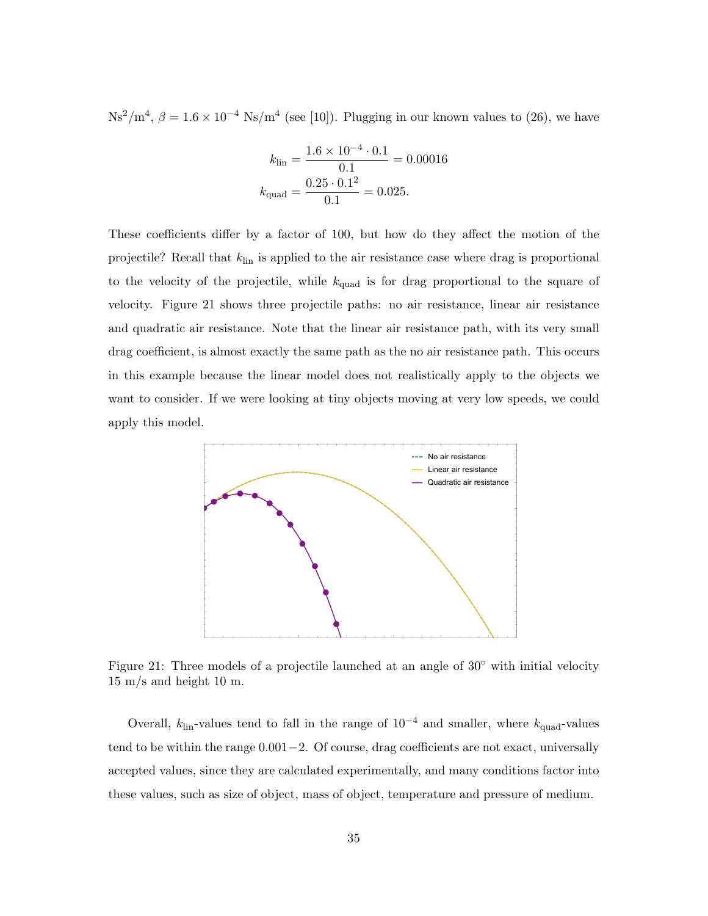Ns$^2$/m$^4$, $\beta = 1.6 \times 10^{-4}$ Ns/m$^4$ (see [10]). Plugging in our known values to (26), we have

$$k_{\text{lin}} = \frac{1.6 \times 10^{-4} \cdot 0.1}{0.1} = 0.00016$$
$$k_{\text{quad}} = \frac{0.25 \cdot 0.1^2}{0.1} = 0.025.$$

These coefficients differ by a factor of 100, but how do they affect the motion of the projectile? Recall that $k_{\text{lin}}$ is applied to the air resistance case where drag is proportional to the velocity of the projectile, while $k_{\text{quad}}$ is for drag proportional to the square of velocity. Figure 21 shows three projectile paths: no air resistance, linear air resistance and quadratic air resistance. Note that the linear air resistance path, with its very small drag coefficient, is almost exactly the same path as the no air resistance path. This occurs in this example because the linear model does not realistically apply to the objects we want to consider. If we were looking at tiny objects moving at very low speeds, we could apply this model.

Figure 21: Three models of a projectile launched at an angle of 30° with initial velocity 15 m/s and height 10 m.

Overall, $k_{\text{lin}}$-values tend to fall in the range of $10^{-4}$ and smaller, where $k_{\text{quad}}$-values tend to be within the range $0.001 - 2$. Of course, drag coefficients are not exact, universally accepted values, since they are calculated experimentally, and many conditions factor into these values, such as size of object, mass of object, temperature and pressure of medium.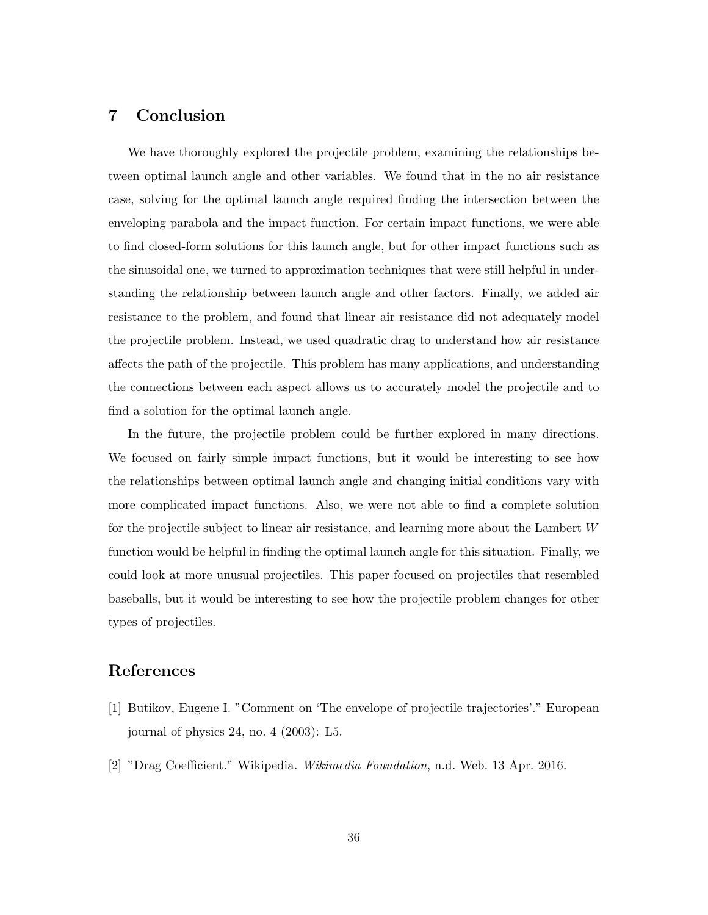## 7 Conclusion

We have thoroughly explored the projectile problem, examining the relationships between optimal launch angle and other variables. We found that in the no air resistance case, solving for the optimal launch angle required finding the intersection between the enveloping parabola and the impact function. For certain impact functions, we were able to find closed-form solutions for this launch angle, but for other impact functions such as the sinusoidal one, we turned to approximation techniques that were still helpful in understanding the relationship between launch angle and other factors. Finally, we added air resistance to the problem, and found that linear air resistance did not adequately model the projectile problem. Instead, we used quadratic drag to understand how air resistance affects the path of the projectile. This problem has many applications, and understanding the connections between each aspect allows us to accurately model the projectile and to find a solution for the optimal launch angle.

In the future, the projectile problem could be further explored in many directions. We focused on fairly simple impact functions, but it would be interesting to see how the relationships between optimal launch angle and changing initial conditions vary with more complicated impact functions. Also, we were not able to find a complete solution for the projectile subject to linear air resistance, and learning more about the Lambert $W$ function would be helpful in finding the optimal launch angle for this situation. Finally, we could look at more unusual projectiles. This paper focused on projectiles that resembled baseballs, but it would be interesting to see how the projectile problem changes for other types of projectiles.

## References

[1] Butikov, Eugene I. "Comment on 'The envelope of projectile trajectories'." European journal of physics 24, no. 4 (2003): L5.

[2] "Drag Coefficient." Wikipedia. *Wikimedia Foundation*, n.d. Web. 13 Apr. 2016.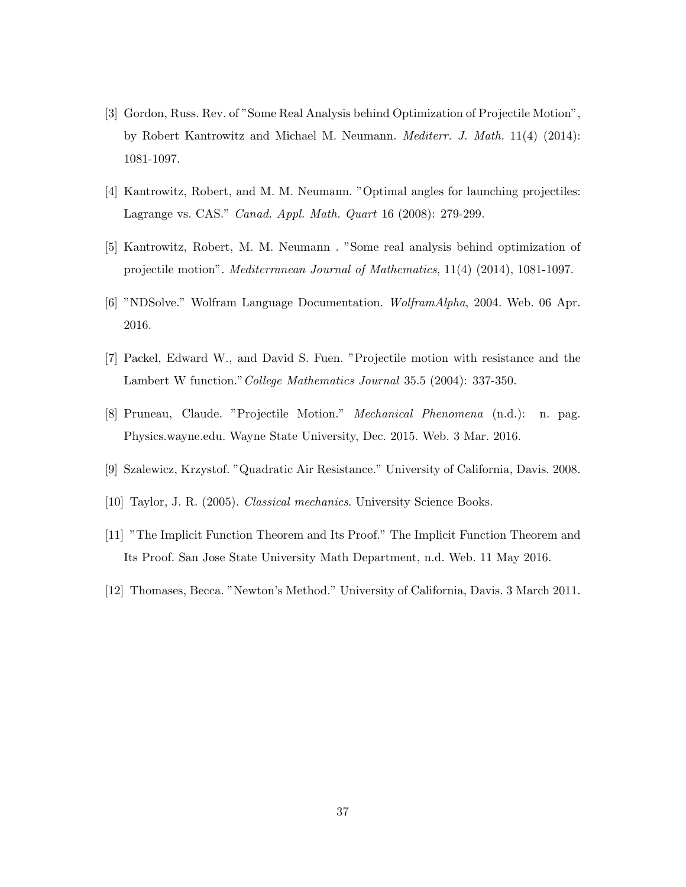[3] Gordon, Russ. Rev. of "Some Real Analysis behind Optimization of Projectile Motion", by Robert Kantrowitz and Michael M. Neumann. *Mediterr. J. Math.* 11(4) (2014): 1081-1097.

[4] Kantrowitz, Robert, and M. M. Neumann. "Optimal angles for launching projectiles: Lagrange vs. CAS." *Canad. Appl. Math. Quart* 16 (2008): 279-299.

[5] Kantrowitz, Robert, M. M. Neumann . "Some real analysis behind optimization of projectile motion". *Mediterranean Journal of Mathematics*, 11(4) (2014), 1081-1097.

[6] "NDSolve." Wolfram Language Documentation. *WolframAlpha*, 2004. Web. 06 Apr. 2016.

[7] Packel, Edward W., and David S. Fuen. "Projectile motion with resistance and the Lambert W function." *College Mathematics Journal* 35.5 (2004): 337-350.

[8] Pruneau, Claude. "Projectile Motion." *Mechanical Phenomena* (n.d.): n. pag. Physics.wayne.edu. Wayne State University, Dec. 2015. Web. 3 Mar. 2016.

[9] Szalewicz, Krzystof. "Quadratic Air Resistance." University of California, Davis. 2008.

[10] Taylor, J. R. (2005). *Classical mechanics*. University Science Books.

[11] "The Implicit Function Theorem and Its Proof." The Implicit Function Theorem and Its Proof. San Jose State University Math Department, n.d. Web. 11 May 2016.

[12] Thomases, Becca. "Newton's Method." University of California, Davis. 3 March 2011.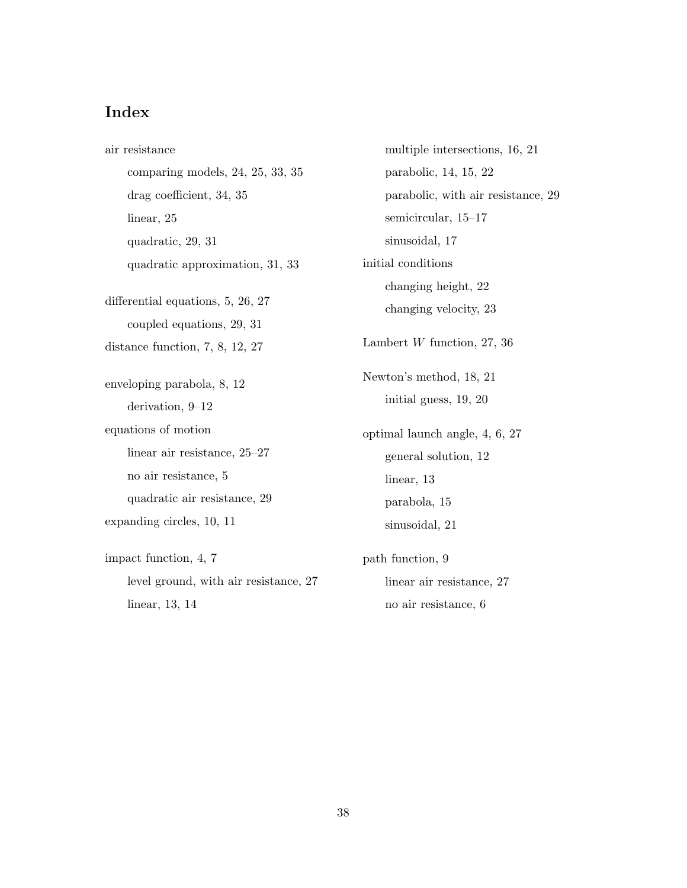# Index

air resistance
- comparing models, 24, 25, 33, 35
- drag coefficient, 34, 35
- linear, 25
- quadratic, 29, 31
- quadratic approximation, 31, 33

differential equations, 5, 26, 27
- coupled equations, 29, 31

distance function, 7, 8, 12, 27

enveloping parabola, 8, 12
- derivation, 9–12

equations of motion
- linear air resistance, 25–27
- no air resistance, 5
- quadratic air resistance, 29

expanding circles, 10, 11

impact function, 4, 7
- level ground, with air resistance, 27
- linear, 13, 14
- multiple intersections, 16, 21
- parabolic, 14, 15, 22
- parabolic, with air resistance, 29
- semicircular, 15–17
- sinusoidal, 17

initial conditions
- changing height, 22
- changing velocity, 23

Lambert $W$ function, 27, 36

Newton's method, 18, 21
- initial guess, 19, 20

optimal launch angle, 4, 6, 27
- general solution, 12
- linear, 13
- parabola, 15
- sinusoidal, 21

path function, 9
- linear air resistance, 27
- no air resistance, 6